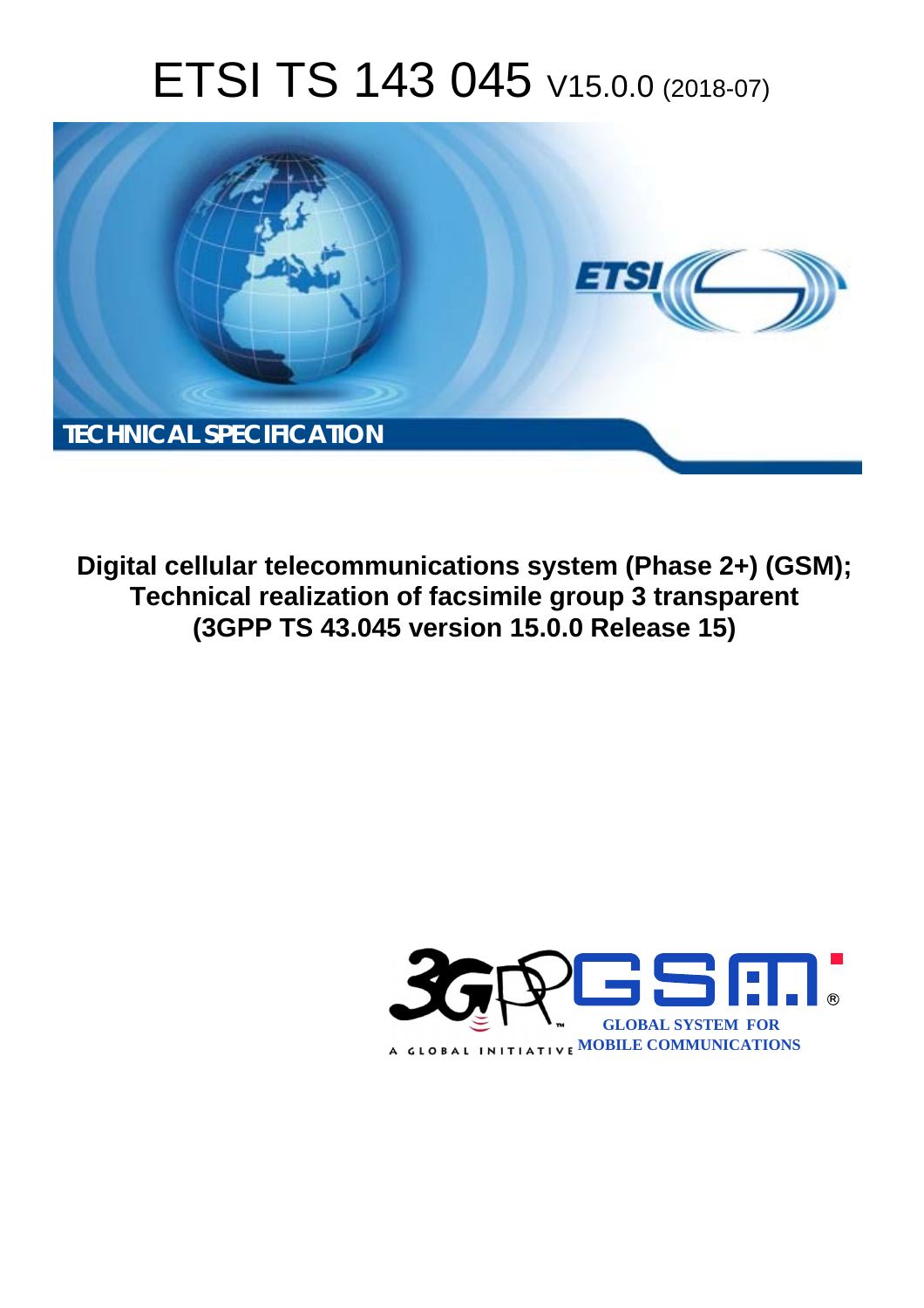# ETSI TS 143 045 V15.0.0 (2018-07)

TECHNICAL SPECIFICATION

**Digital cellular telecommunications system (Phase 2+) (GSM); Technical realization of facsimile group 3 transparent (3GPP TS 43.045 version 15.0.0 Release 15)**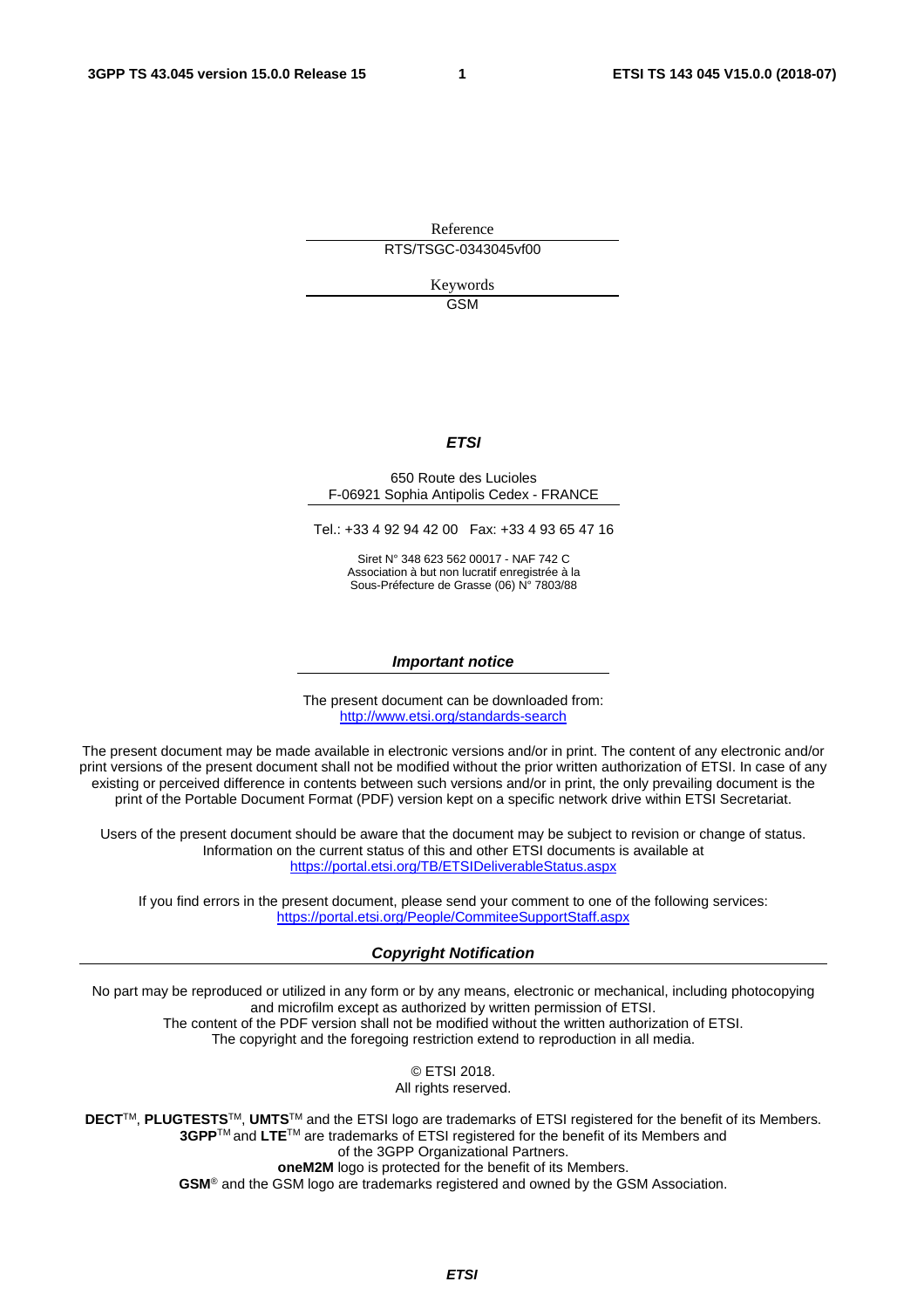Reference

RTS/TSGC-0343045vf00

Keywords

GSM

***ETSI***

650 Route des Lucioles
F-06921 Sophia Antipolis Cedex - FRANCE

Tel.: +33 4 92 94 42 00   Fax: +33 4 93 65 47 16

Siret N° 348 623 562 00017 - NAF 742 C
Association à but non lucratif enregistrée à la
Sous-Préfecture de Grasse (06) N° 7803/88

***Important notice***

The present document can be downloaded from:
http://www.etsi.org/standards-search

The present document may be made available in electronic versions and/or in print. The content of any electronic and/or print versions of the present document shall not be modified without the prior written authorization of ETSI. In case of any existing or perceived difference in contents between such versions and/or in print, the only prevailing document is the print of the Portable Document Format (PDF) version kept on a specific network drive within ETSI Secretariat.

Users of the present document should be aware that the document may be subject to revision or change of status. Information on the current status of this and other ETSI documents is available at
https://portal.etsi.org/TB/ETSIDeliverableStatus.aspx

If you find errors in the present document, please send your comment to one of the following services:
https://portal.etsi.org/People/CommiteeSupportStaff.aspx

***Copyright Notification***

No part may be reproduced or utilized in any form or by any means, electronic or mechanical, including photocopying and microfilm except as authorized by written permission of ETSI.
The content of the PDF version shall not be modified without the written authorization of ETSI.
The copyright and the foregoing restriction extend to reproduction in all media.

© ETSI 2018.
All rights reserved.

**DECT**™, **PLUGTESTS**™, **UMTS**™ and the ETSI logo are trademarks of ETSI registered for the benefit of its Members.
**3GPP**™ and **LTE**™ are trademarks of ETSI registered for the benefit of its Members and
of the 3GPP Organizational Partners.
**oneM2M** logo is protected for the benefit of its Members.
**GSM**® and the GSM logo are trademarks registered and owned by the GSM Association.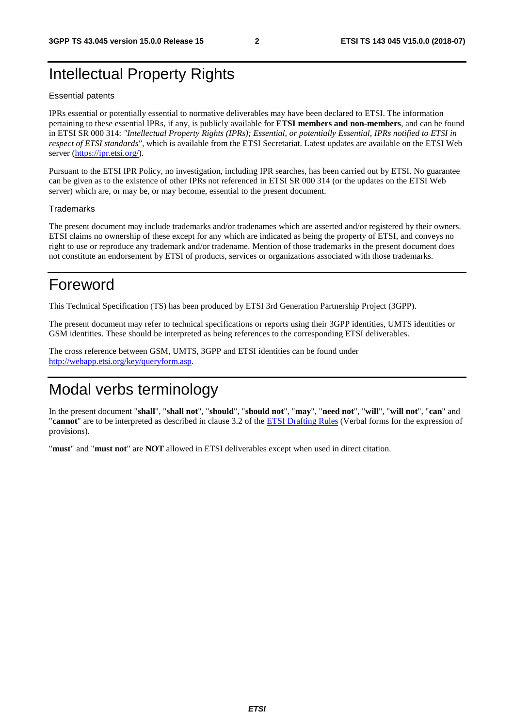# Intellectual Property Rights

### Essential patents

IPRs essential or potentially essential to normative deliverables may have been declared to ETSI. The information pertaining to these essential IPRs, if any, is publicly available for **ETSI members and non-members**, and can be found in ETSI SR 000 314: *"Intellectual Property Rights (IPRs); Essential, or potentially Essential, IPRs notified to ETSI in respect of ETSI standards"*, which is available from the ETSI Secretariat. Latest updates are available on the ETSI Web server (https://ipr.etsi.org/).

Pursuant to the ETSI IPR Policy, no investigation, including IPR searches, has been carried out by ETSI. No guarantee can be given as to the existence of other IPRs not referenced in ETSI SR 000 314 (or the updates on the ETSI Web server) which are, or may be, or may become, essential to the present document.

### Trademarks

The present document may include trademarks and/or tradenames which are asserted and/or registered by their owners. ETSI claims no ownership of these except for any which are indicated as being the property of ETSI, and conveys no right to use or reproduce any trademark and/or tradename. Mention of those trademarks in the present document does not constitute an endorsement by ETSI of products, services or organizations associated with those trademarks.

# Foreword

This Technical Specification (TS) has been produced by ETSI 3rd Generation Partnership Project (3GPP).

The present document may refer to technical specifications or reports using their 3GPP identities, UMTS identities or GSM identities. These should be interpreted as being references to the corresponding ETSI deliverables.

The cross reference between GSM, UMTS, 3GPP and ETSI identities can be found under http://webapp.etsi.org/key/queryform.asp.

# Modal verbs terminology

In the present document "**shall**", "**shall not**", "**should**", "**should not**", "**may**", "**need not**", "**will**", "**will not**", "**can**" and "**cannot**" are to be interpreted as described in clause 3.2 of the ETSI Drafting Rules (Verbal forms for the expression of provisions).

"**must**" and "**must not**" are **NOT** allowed in ETSI deliverables except when used in direct citation.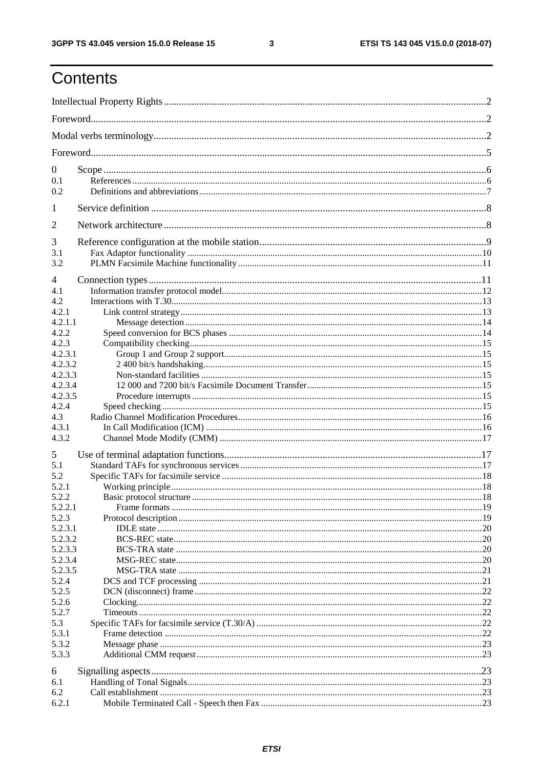# Contents

Intellectual Property Rights ........................................................................................................................... 2

Foreword ........................................................................................................................................................ 2

Modal verbs terminology ................................................................................................................................ 2

Foreword ........................................................................................................................................................ 5

0 Scope ......................................................................................................................................................... 6

0.1 References ............................................................................................................................................... 6

0.2 Definitions and abbreviations ................................................................................................................... 7

1 Service definition ....................................................................................................................................... 8

2 Network architecture .................................................................................................................................. 8

3 Reference configuration at the mobile station ............................................................................................ 9

3.1 Fax Adaptor functionality ........................................................................................................................ 10

3.2 PLMN Facsimile Machine functionality ................................................................................................... 11

4 Connection types ....................................................................................................................................... 11

4.1 Information transfer protocol model ........................................................................................................ 12

4.2 Interactions with T.30 .............................................................................................................................. 13

4.2.1 Link control strategy ............................................................................................................................. 13

4.2.1.1 Message detection .............................................................................................................................. 14

4.2.2 Speed conversion for BCS phases ......................................................................................................... 14

4.2.3 Compatibility checking .......................................................................................................................... 15

4.2.3.1 Group 1 and Group 2 support ............................................................................................................. 15

4.2.3.2 2 400 bit/s handshaking ...................................................................................................................... 15

4.2.3.3 Non-standard facilities ........................................................................................................................ 15

4.2.3.4 12 000 and 7200 bit/s Facsimile Document Transfer .......................................................................... 15

4.2.3.5 Procedure interrupts ........................................................................................................................... 15

4.2.4 Speed checking ...................................................................................................................................... 15

4.3 Radio Channel Modification Procedures ................................................................................................. 16

4.3.1 In Call Modification (ICM) .................................................................................................................... 16

4.3.2 Channel Mode Modify (CMM) .............................................................................................................. 17

5 Use of terminal adaptation functions ......................................................................................................... 17

5.1 Standard TAFs for synchronous services ................................................................................................. 17

5.2 Specific TAFs for facsimile service ......................................................................................................... 18

5.2.1 Working principle ................................................................................................................................. 18

5.2.2 Basic protocol structure ......................................................................................................................... 18

5.2.2.1 Frame formats .................................................................................................................................... 19

5.2.3 Protocol description ............................................................................................................................... 19

5.2.3.1 IDLE state .......................................................................................................................................... 20

5.2.3.2 BCS-REC state ................................................................................................................................... 20

5.2.3.3 BCS-TRA state ................................................................................................................................... 20

5.2.3.4 MSG-REC state .................................................................................................................................. 20

5.2.3.5 MSG-TRA state .................................................................................................................................. 21

5.2.4 DCS and TCF processing ....................................................................................................................... 21

5.2.5 DCN (disconnect) frame ........................................................................................................................ 22

5.2.6 Clocking ................................................................................................................................................ 22

5.2.7 Timeouts ................................................................................................................................................ 22

5.3 Specific TAFs for facsimile service (T.30/A) ........................................................................................... 22

5.3.1 Frame detection ..................................................................................................................................... 22

5.3.2 Message phase ....................................................................................................................................... 23

5.3.3 Additional CMM request ....................................................................................................................... 23

6 Signalling aspects ....................................................................................................................................... 23

6.1 Handling of Tonal Signals ....................................................................................................................... 23

6.2 Call establishment .................................................................................................................................... 23

6.2.1 Mobile Terminated Call - Speech then Fax ............................................................................................ 23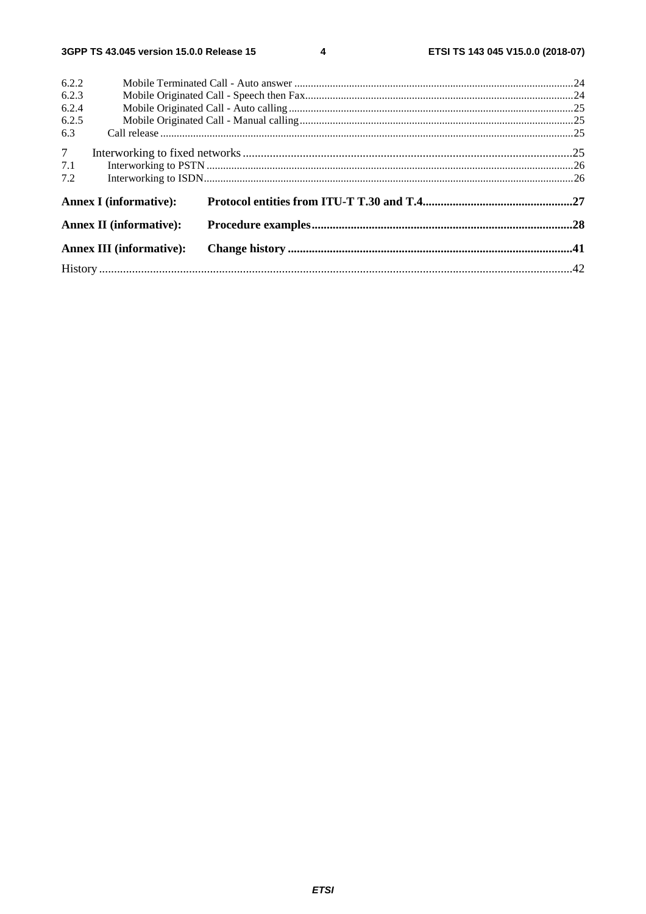6.2.2 Mobile Terminated Call - Auto answer ..... 24
6.2.3 Mobile Originated Call - Speech then Fax ..... 24
6.2.4 Mobile Originated Call - Auto calling ..... 25
6.2.5 Mobile Originated Call - Manual calling ..... 25
6.3 Call release ..... 25

7 Interworking to fixed networks ..... 25
7.1 Interworking to PSTN ..... 26
7.2 Interworking to ISDN ..... 26

**Annex I (informative): Protocol entities from ITU-T T.30 and T.4 ..... 27**

**Annex II (informative): Procedure examples ..... 28**

**Annex III (informative): Change history ..... 41**

History ..... 42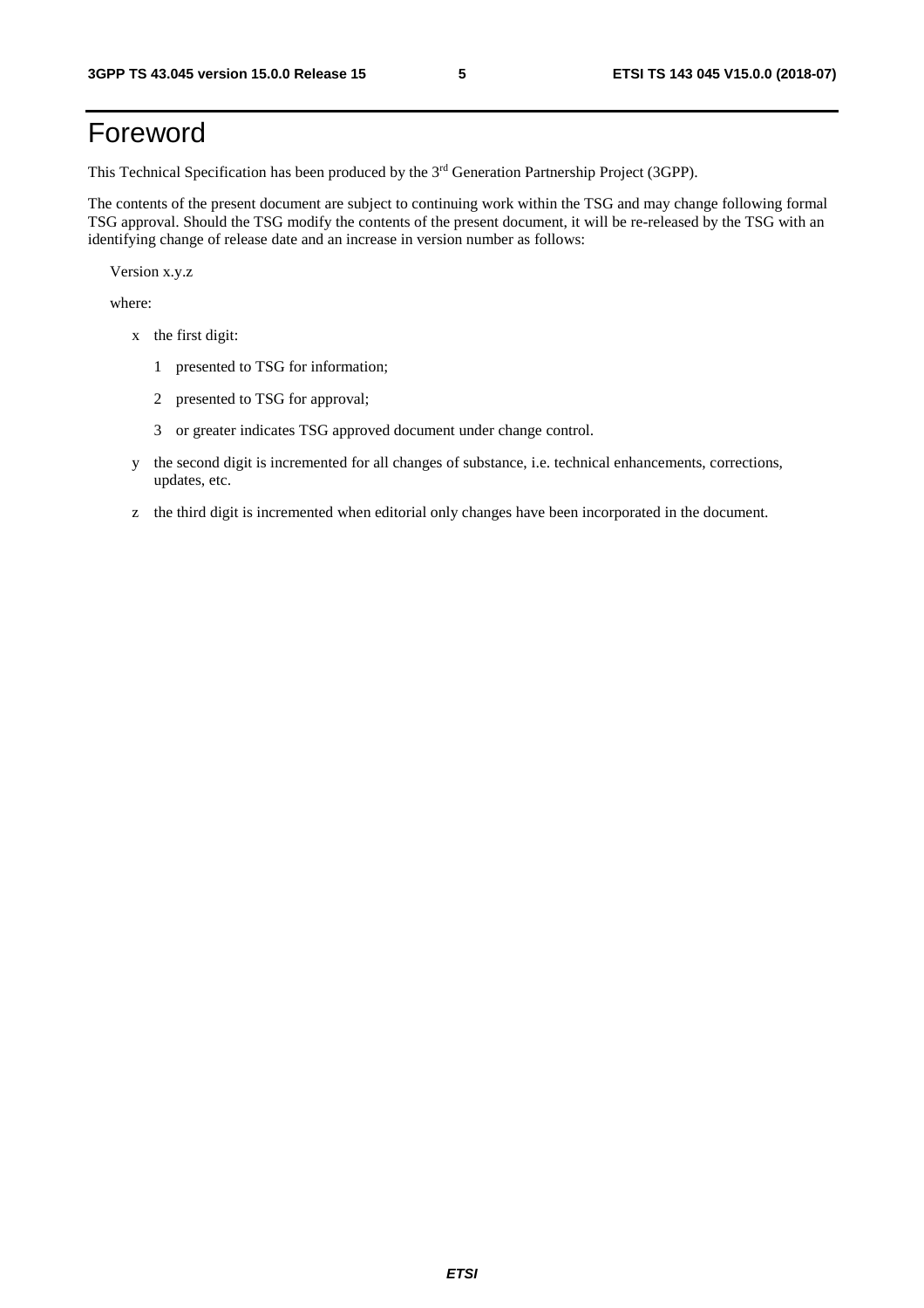# Foreword

This Technical Specification has been produced by the 3rd Generation Partnership Project (3GPP).

The contents of the present document are subject to continuing work within the TSG and may change following formal TSG approval. Should the TSG modify the contents of the present document, it will be re-released by the TSG with an identifying change of release date and an increase in version number as follows:

Version x.y.z

where:

- x the first digit:
  - 1 presented to TSG for information;
  - 2 presented to TSG for approval;
  - 3 or greater indicates TSG approved document under change control.
- y the second digit is incremented for all changes of substance, i.e. technical enhancements, corrections, updates, etc.
- z the third digit is incremented when editorial only changes have been incorporated in the document.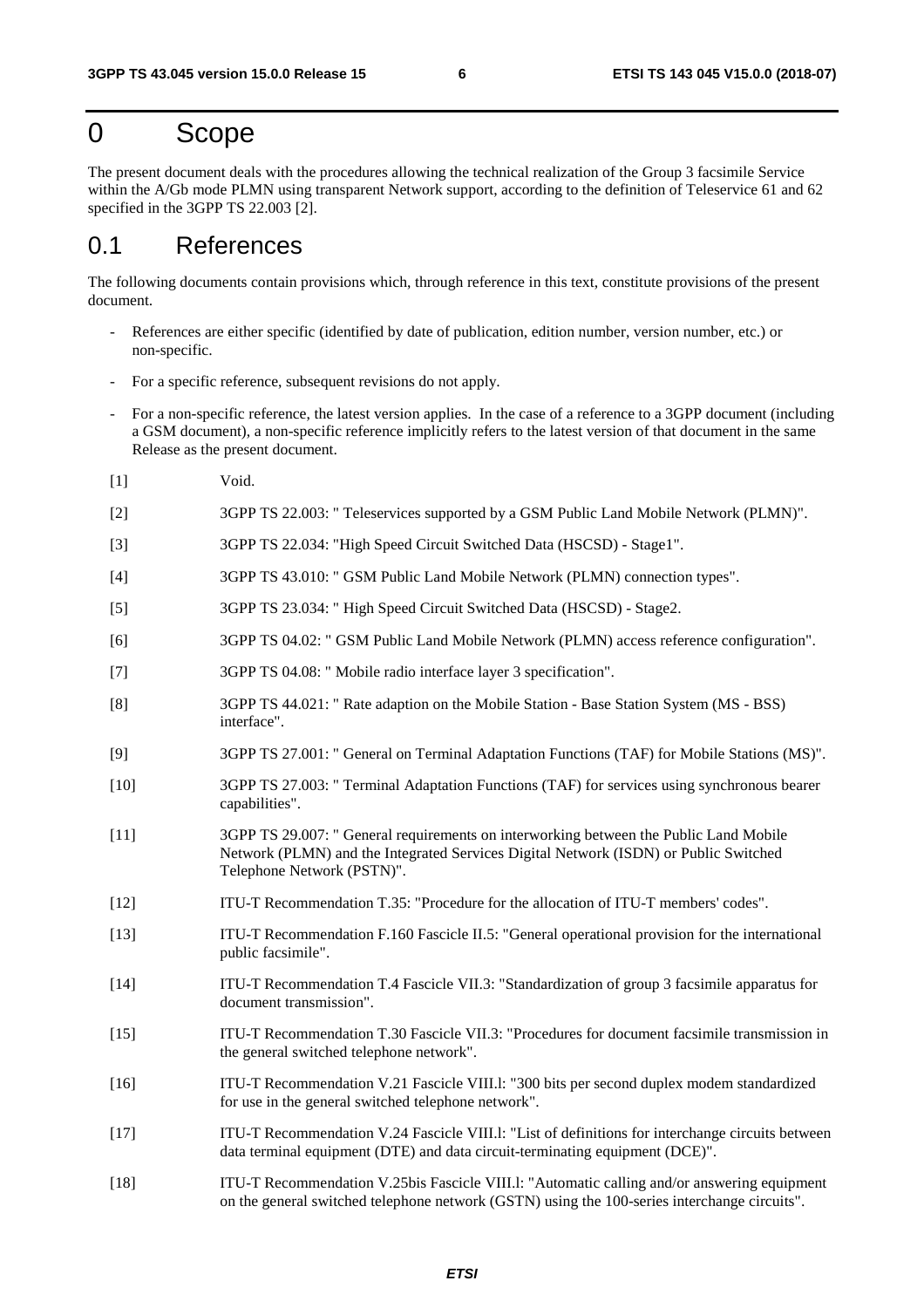# 0 Scope

The present document deals with the procedures allowing the technical realization of the Group 3 facsimile Service within the A/Gb mode PLMN using transparent Network support, according to the definition of Teleservice 61 and 62 specified in the 3GPP TS 22.003 [2].

## 0.1 References

The following documents contain provisions which, through reference in this text, constitute provisions of the present document.

- References are either specific (identified by date of publication, edition number, version number, etc.) or non-specific.
- For a specific reference, subsequent revisions do not apply.
- For a non-specific reference, the latest version applies. In the case of a reference to a 3GPP document (including a GSM document), a non-specific reference implicitly refers to the latest version of that document in the same Release as the present document.

[1] Void.

[2] 3GPP TS 22.003: " Teleservices supported by a GSM Public Land Mobile Network (PLMN)".

[3] 3GPP TS 22.034: "High Speed Circuit Switched Data (HSCSD) - Stage1".

[4] 3GPP TS 43.010: " GSM Public Land Mobile Network (PLMN) connection types".

[5] 3GPP TS 23.034: " High Speed Circuit Switched Data (HSCSD) - Stage2.

[6] 3GPP TS 04.02: " GSM Public Land Mobile Network (PLMN) access reference configuration".

[7] 3GPP TS 04.08: " Mobile radio interface layer 3 specification".

[8] 3GPP TS 44.021: " Rate adaption on the Mobile Station - Base Station System (MS - BSS) interface".

[9] 3GPP TS 27.001: " General on Terminal Adaptation Functions (TAF) for Mobile Stations (MS)".

[10] 3GPP TS 27.003: " Terminal Adaptation Functions (TAF) for services using synchronous bearer capabilities".

[11] 3GPP TS 29.007: " General requirements on interworking between the Public Land Mobile Network (PLMN) and the Integrated Services Digital Network (ISDN) or Public Switched Telephone Network (PSTN)".

[12] ITU-T Recommendation T.35: "Procedure for the allocation of ITU-T members' codes".

[13] ITU-T Recommendation F.160 Fascicle II.5: "General operational provision for the international public facsimile".

[14] ITU-T Recommendation T.4 Fascicle VII.3: "Standardization of group 3 facsimile apparatus for document transmission".

[15] ITU-T Recommendation T.30 Fascicle VII.3: "Procedures for document facsimile transmission in the general switched telephone network".

[16] ITU-T Recommendation V.21 Fascicle VIII.l: "300 bits per second duplex modem standardized for use in the general switched telephone network".

[17] ITU-T Recommendation V.24 Fascicle VIII.l: "List of definitions for interchange circuits between data terminal equipment (DTE) and data circuit-terminating equipment (DCE)".

[18] ITU-T Recommendation V.25bis Fascicle VIII.l: "Automatic calling and/or answering equipment on the general switched telephone network (GSTN) using the 100-series interchange circuits".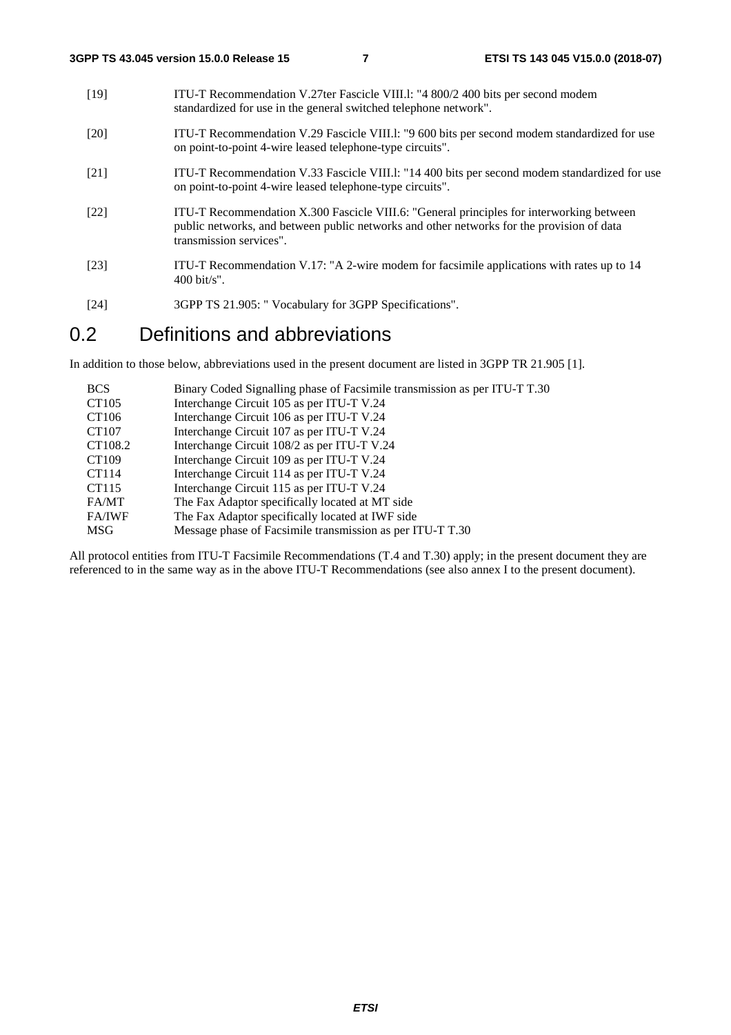[19] ITU-T Recommendation V.27ter Fascicle VIII.l: "4 800/2 400 bits per second modem standardized for use in the general switched telephone network".

[20] ITU-T Recommendation V.29 Fascicle VIII.l: "9 600 bits per second modem standardized for use on point-to-point 4-wire leased telephone-type circuits".

[21] ITU-T Recommendation V.33 Fascicle VIII.l: "14 400 bits per second modem standardized for use on point-to-point 4-wire leased telephone-type circuits".

[22] ITU-T Recommendation X.300 Fascicle VIII.6: "General principles for interworking between public networks, and between public networks and other networks for the provision of data transmission services".

[23] ITU-T Recommendation V.17: "A 2-wire modem for facsimile applications with rates up to 14 400 bit/s".

[24] 3GPP TS 21.905: " Vocabulary for 3GPP Specifications".

# 0.2 Definitions and abbreviations

In addition to those below, abbreviations used in the present document are listed in 3GPP TR 21.905 [1].

| | |
|---|---|
| BCS | Binary Coded Signalling phase of Facsimile transmission as per ITU-T T.30 |
| CT105 | Interchange Circuit 105 as per ITU-T V.24 |
| CT106 | Interchange Circuit 106 as per ITU-T V.24 |
| CT107 | Interchange Circuit 107 as per ITU-T V.24 |
| CT108.2 | Interchange Circuit 108/2 as per ITU-T V.24 |
| CT109 | Interchange Circuit 109 as per ITU-T V.24 |
| CT114 | Interchange Circuit 114 as per ITU-T V.24 |
| CT115 | Interchange Circuit 115 as per ITU-T V.24 |
| FA/MT | The Fax Adaptor specifically located at MT side |
| FA/IWF | The Fax Adaptor specifically located at IWF side |
| MSG | Message phase of Facsimile transmission as per ITU-T T.30 |

All protocol entities from ITU-T Facsimile Recommendations (T.4 and T.30) apply; in the present document they are referenced to in the same way as in the above ITU-T Recommendations (see also annex I to the present document).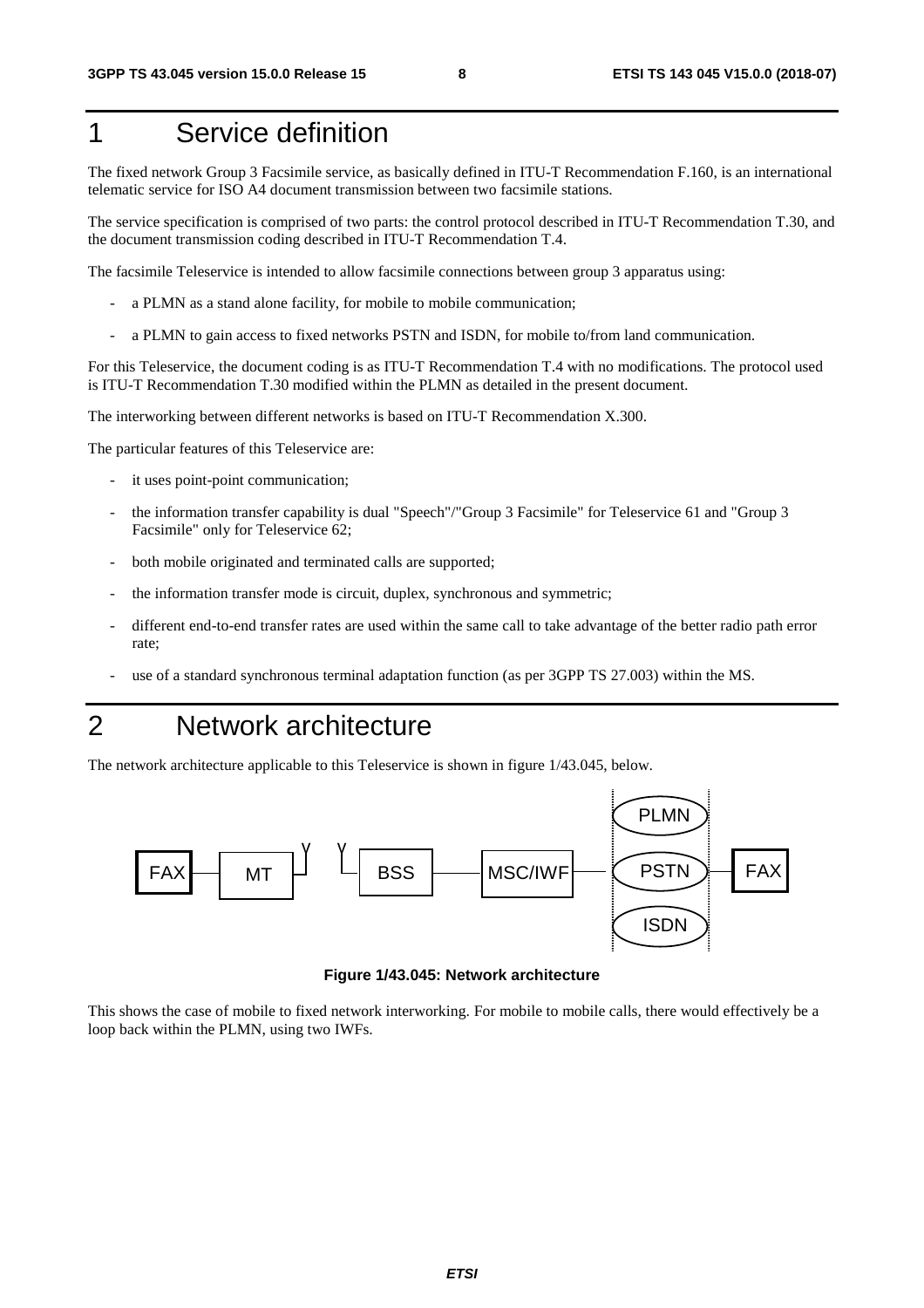# 1 Service definition

The fixed network Group 3 Facsimile service, as basically defined in ITU-T Recommendation F.160, is an international telematic service for ISO A4 document transmission between two facsimile stations.

The service specification is comprised of two parts: the control protocol described in ITU-T Recommendation T.30, and the document transmission coding described in ITU-T Recommendation T.4.

The facsimile Teleservice is intended to allow facsimile connections between group 3 apparatus using:

- a PLMN as a stand alone facility, for mobile to mobile communication;
- a PLMN to gain access to fixed networks PSTN and ISDN, for mobile to/from land communication.

For this Teleservice, the document coding is as ITU-T Recommendation T.4 with no modifications. The protocol used is ITU-T Recommendation T.30 modified within the PLMN as detailed in the present document.

The interworking between different networks is based on ITU-T Recommendation X.300.

The particular features of this Teleservice are:

- it uses point-point communication;
- the information transfer capability is dual "Speech"/"Group 3 Facsimile" for Teleservice 61 and "Group 3 Facsimile" only for Teleservice 62;
- both mobile originated and terminated calls are supported;
- the information transfer mode is circuit, duplex, synchronous and symmetric;
- different end-to-end transfer rates are used within the same call to take advantage of the better radio path error rate;
- use of a standard synchronous terminal adaptation function (as per 3GPP TS 27.003) within the MS.

# 2 Network architecture

The network architecture applicable to this Teleservice is shown in figure 1/43.045, below.

FAX — MT — BSS — MSC/IWF — PLMN / PSTN / ISDN — FAX

**Figure 1/43.045: Network architecture**

This shows the case of mobile to fixed network interworking. For mobile to mobile calls, there would effectively be a loop back within the PLMN, using two IWFs.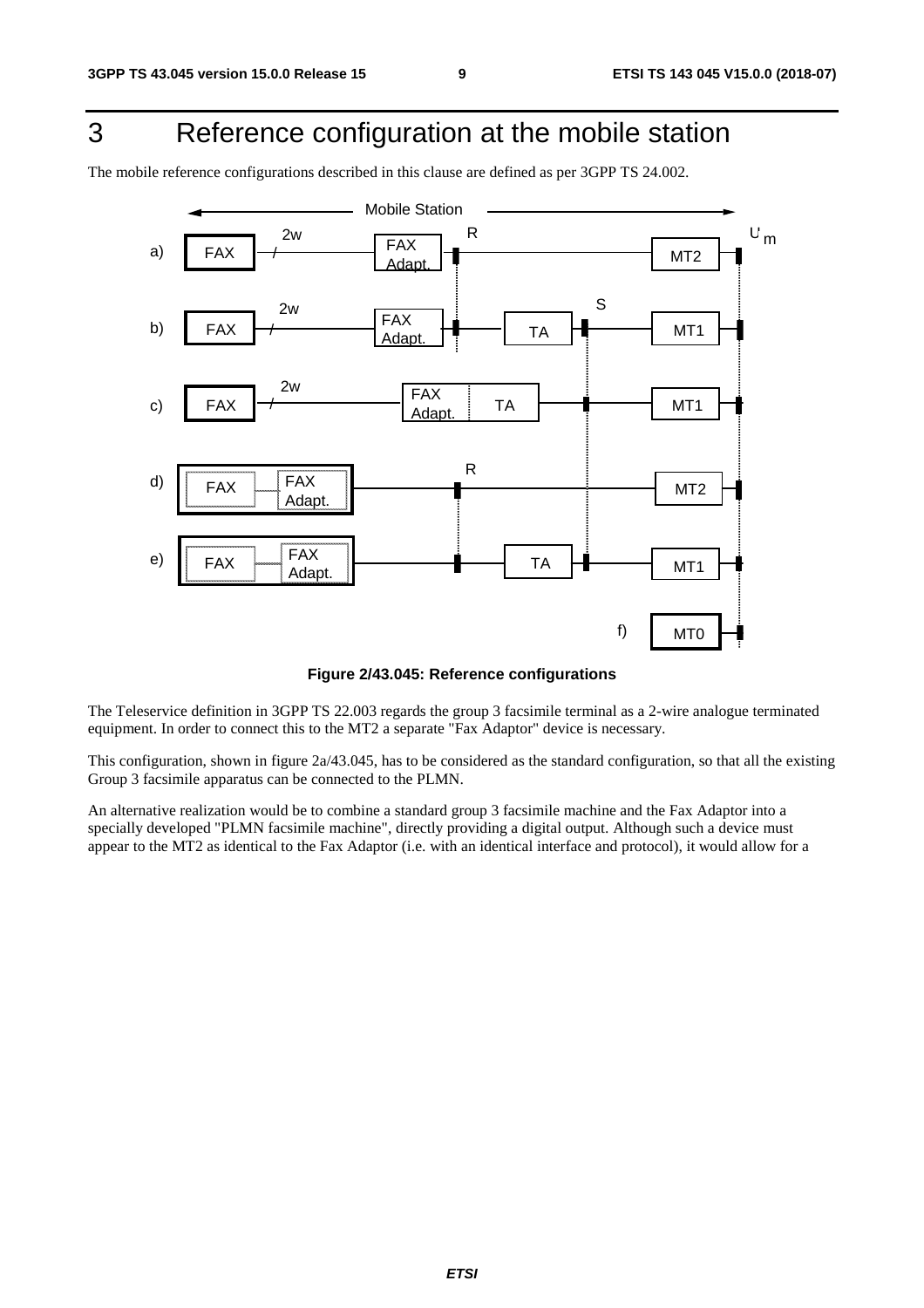# 3 Reference configuration at the mobile station

The mobile reference configurations described in this clause are defined as per 3GPP TS 24.002.

Figure 2/43.045: Reference configurations

The Teleservice definition in 3GPP TS 22.003 regards the group 3 facsimile terminal as a 2-wire analogue terminated equipment. In order to connect this to the MT2 a separate "Fax Adaptor" device is necessary.

This configuration, shown in figure 2a/43.045, has to be considered as the standard configuration, so that all the existing Group 3 facsimile apparatus can be connected to the PLMN.

An alternative realization would be to combine a standard group 3 facsimile machine and the Fax Adaptor into a specially developed "PLMN facsimile machine", directly providing a digital output. Although such a device must appear to the MT2 as identical to the Fax Adaptor (i.e. with an identical interface and protocol), it would allow for a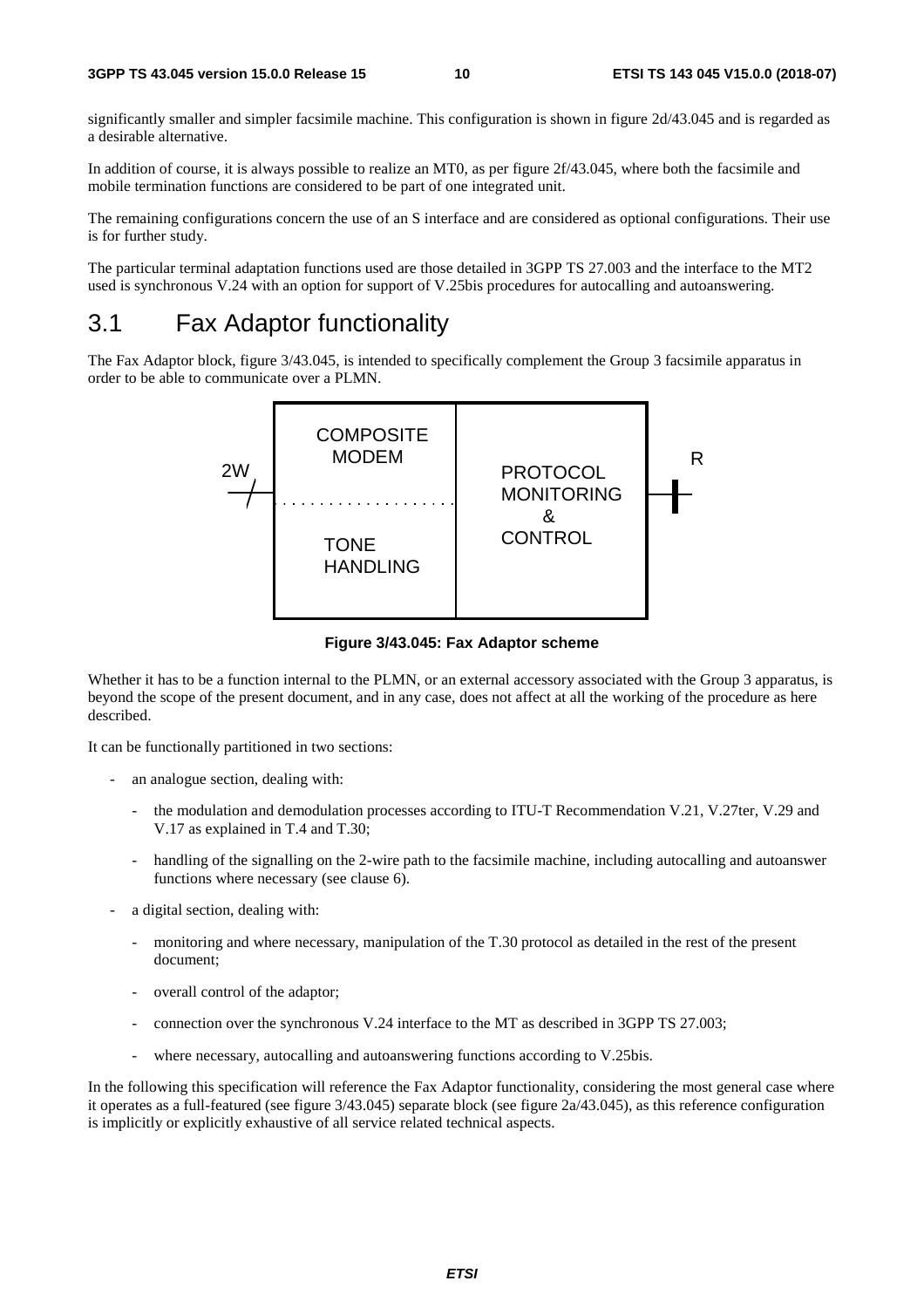significantly smaller and simpler facsimile machine. This configuration is shown in figure 2d/43.045 and is regarded as a desirable alternative.

In addition of course, it is always possible to realize an MT0, as per figure 2f/43.045, where both the facsimile and mobile termination functions are considered to be part of one integrated unit.

The remaining configurations concern the use of an S interface and are considered as optional configurations. Their use is for further study.

The particular terminal adaptation functions used are those detailed in 3GPP TS 27.003 and the interface to the MT2 used is synchronous V.24 with an option for support of V.25bis procedures for autocalling and autoanswering.

## 3.1 Fax Adaptor functionality

The Fax Adaptor block, figure 3/43.045, is intended to specifically complement the Group 3 facsimile apparatus in order to be able to communicate over a PLMN.

**Figure 3/43.045: Fax Adaptor scheme**

Whether it has to be a function internal to the PLMN, or an external accessory associated with the Group 3 apparatus, is beyond the scope of the present document, and in any case, does not affect at all the working of the procedure as here described.

It can be functionally partitioned in two sections:

- an analogue section, dealing with:
    - the modulation and demodulation processes according to ITU-T Recommendation V.21, V.27ter, V.29 and V.17 as explained in T.4 and T.30;
    - handling of the signalling on the 2-wire path to the facsimile machine, including autocalling and autoanswer functions where necessary (see clause 6).
- a digital section, dealing with:
    - monitoring and where necessary, manipulation of the T.30 protocol as detailed in the rest of the present document;
    - overall control of the adaptor;
    - connection over the synchronous V.24 interface to the MT as described in 3GPP TS 27.003;
    - where necessary, autocalling and autoanswering functions according to V.25bis.

In the following this specification will reference the Fax Adaptor functionality, considering the most general case where it operates as a full-featured (see figure 3/43.045) separate block (see figure 2a/43.045), as this reference configuration is implicitly or explicitly exhaustive of all service related technical aspects.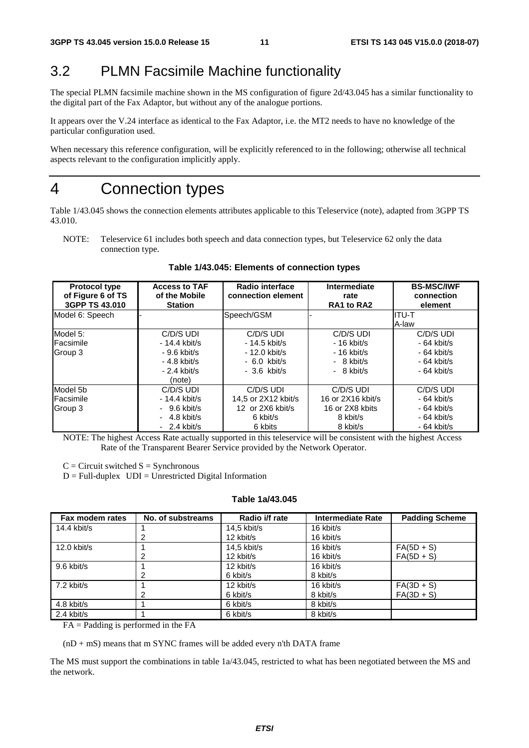## 3.2 PLMN Facsimile Machine functionality

The special PLMN facsimile machine shown in the MS configuration of figure 2d/43.045 has a similar functionality to the digital part of the Fax Adaptor, but without any of the analogue portions.

It appears over the V.24 interface as identical to the Fax Adaptor, i.e. the MT2 needs to have no knowledge of the particular configuration used.

When necessary this reference configuration, will be explicitly referenced to in the following; otherwise all technical aspects relevant to the configuration implicitly apply.

# 4 Connection types

Table 1/43.045 shows the connection elements attributes applicable to this Teleservice (note), adapted from 3GPP TS 43.010.

NOTE: Teleservice 61 includes both speech and data connection types, but Teleservice 62 only the data connection type.

**Table 1/43.045: Elements of connection types**

| Protocol type of Figure 6 of TS 3GPP TS 43.010 | Access to TAF of the Mobile Station | Radio interface connection element | Intermediate rate RA1 to RA2 | BS-MSC/IWF connection element |
|---|---|---|---|---|
| Model 6: Speech | - | Speech/GSM | - | ITU-T A-law |
| Model 5: Facsimile Group 3 | C/D/S UDI<br>- 14.4 kbit/s<br>- 9.6 kbit/s<br>- 4.8 kbit/s<br>- 2.4 kbit/s<br>(note) | C/D/S UDI<br>- 14.5 kbit/s<br>- 12.0 kbit/s<br>- 6.0 kbit/s<br>- 3.6 kbit/s | C/D/S UDI<br>- 16 kbit/s<br>- 16 kbit/s<br>- 8 kbit/s<br>- 8 kbit/s | C/D/S UDI<br>- 64 kbit/s<br>- 64 kbit/s<br>- 64 kbit/s<br>- 64 kbit/s |
| Model 5b Facsimile Group 3 | C/D/S UDI<br>- 14.4 kbit/s<br>- 9.6 kbit/s<br>- 4.8 kbit/s<br>- 2.4 kbit/s | C/D/S UDI<br>14,5 or 2X12 kbit/s<br>12 or 2X6 kbit/s<br>6 kbit/s<br>6 kbits | C/D/S UDI<br>16 or 2X16 kbit/s<br>16 or 2X8 kbits<br>8 kbit/s<br>8 kbit/s | C/D/S UDI<br>- 64 kbit/s<br>- 64 kbit/s<br>- 64 kbit/s<br>- 64 kbit/s |

NOTE: The highest Access Rate actually supported in this teleservice will be consistent with the highest Access Rate of the Transparent Bearer Service provided by the Network Operator.

C = Circuit switched S = Synchronous

D = Full-duplex UDI = Unrestricted Digital Information

**Table 1a/43.045**

| Fax modem rates | No. of substreams | Radio i/f rate | Intermediate Rate | Padding Scheme |
|---|---|---|---|---|
| 14.4 kbit/s | 1<br>2 | 14,5 kbit/s<br>12 kbit/s | 16 kbit/s<br>16 kbit/s | |
| 12.0 kbit/s | 1<br>2 | 14,5 kbit/s<br>12 kbit/s | 16 kbit/s<br>16 kbit/s | FA(5D + S)<br>FA(5D + S) |
| 9.6 kbit/s | 1<br>2 | 12 kbit/s<br>6 kbit/s | 16 kbit/s<br>8 kbit/s | |
| 7.2 kbit/s | 1<br>2 | 12 kbit/s<br>6 kbit/s | 16 kbit/s<br>8 kbit/s | FA(3D + S)<br>FA(3D + S) |
| 4.8 kbit/s | 1 | 6 kbit/s | 8 kbit/s | |
| 2.4 kbit/s | 1 | 6 kbit/s | 8 kbit/s | |

FA = Padding is performed in the FA

(nD + mS) means that m SYNC frames will be added every n'th DATA frame

The MS must support the combinations in table 1a/43.045, restricted to what has been negotiated between the MS and the network.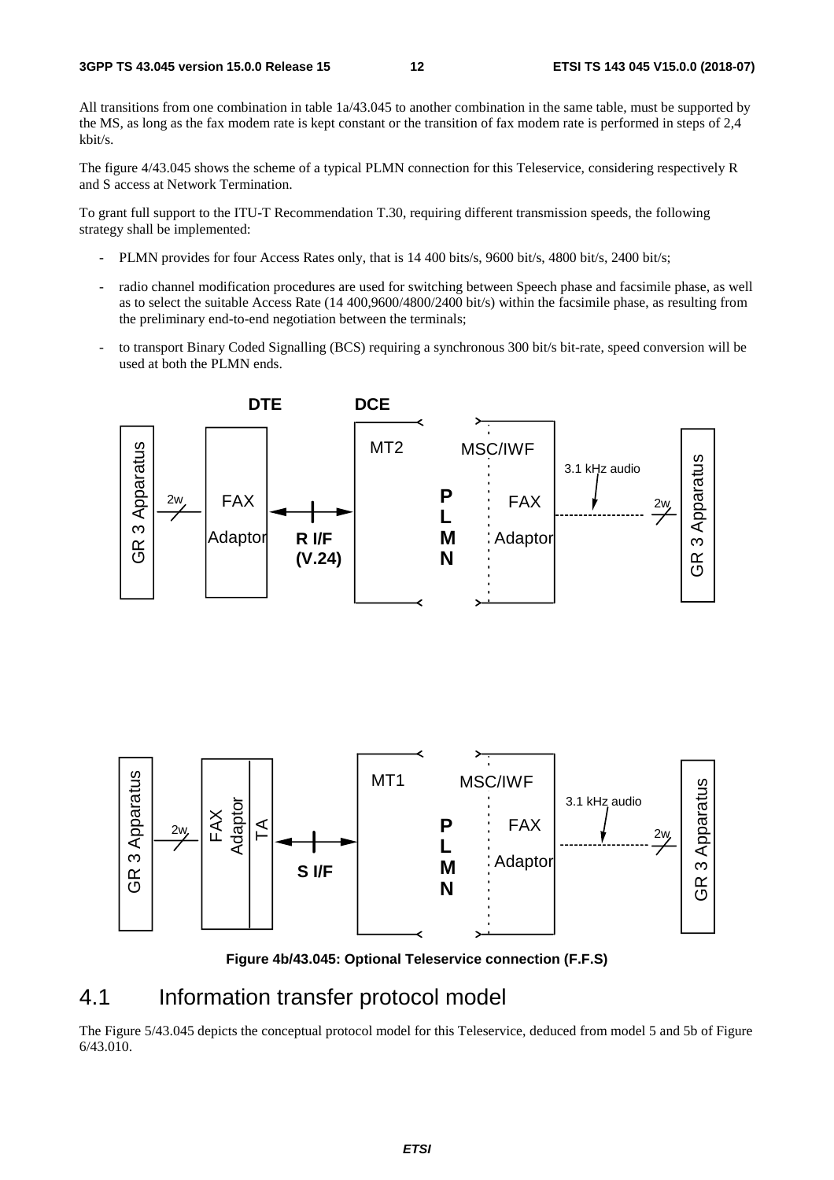All transitions from one combination in table 1a/43.045 to another combination in the same table, must be supported by the MS, as long as the fax modem rate is kept constant or the transition of fax modem rate is performed in steps of 2,4 kbit/s.

The figure 4/43.045 shows the scheme of a typical PLMN connection for this Teleservice, considering respectively R and S access at Network Termination.

To grant full support to the ITU-T Recommendation T.30, requiring different transmission speeds, the following strategy shall be implemented:

- PLMN provides for four Access Rates only, that is 14 400 bits/s, 9600 bit/s, 4800 bit/s, 2400 bit/s;
- radio channel modification procedures are used for switching between Speech phase and facsimile phase, as well as to select the suitable Access Rate (14 400,9600/4800/2400 bit/s) within the facsimile phase, as resulting from the preliminary end-to-end negotiation between the terminals;
- to transport Binary Coded Signalling (BCS) requiring a synchronous 300 bit/s bit-rate, speed conversion will be used at both the PLMN ends.

**Figure 4b/43.045: Optional Teleservice connection (F.F.S)**

## 4.1 Information transfer protocol model

The Figure 5/43.045 depicts the conceptual protocol model for this Teleservice, deduced from model 5 and 5b of Figure 6/43.010.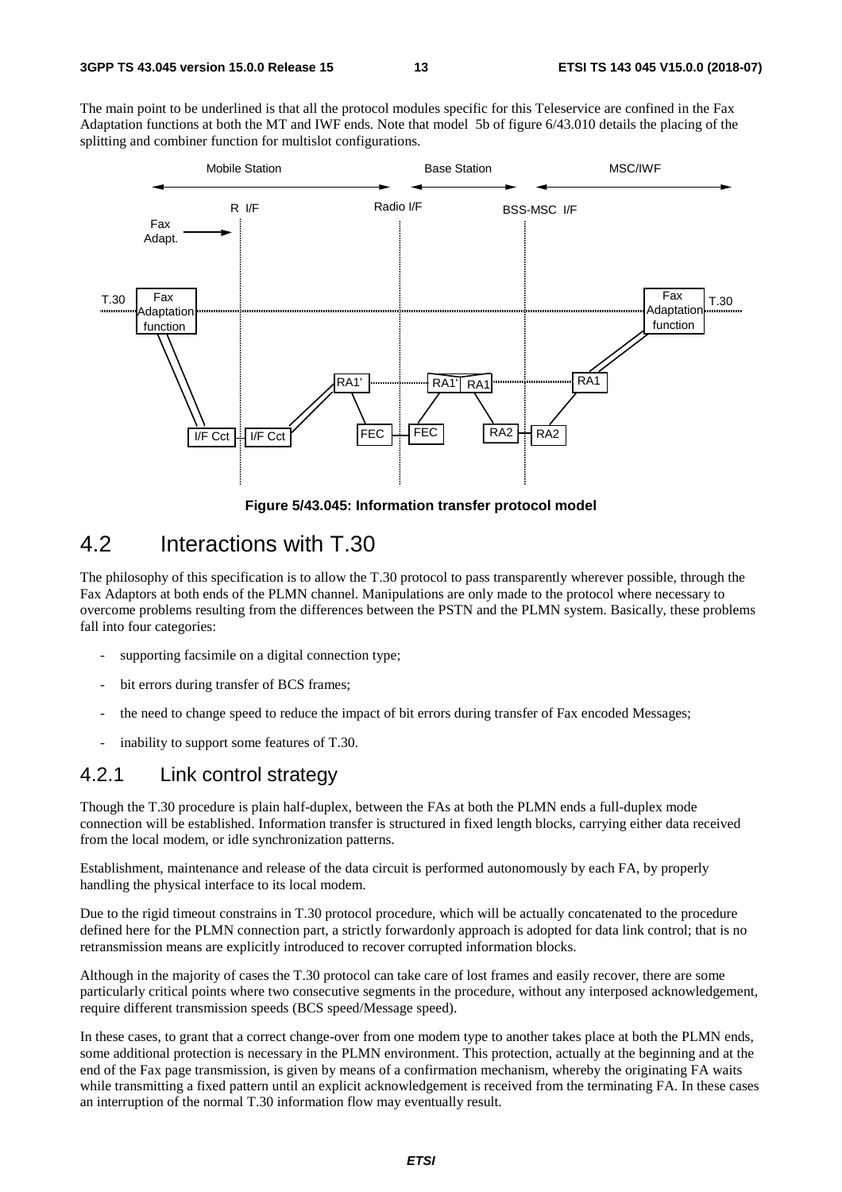The main point to be underlined is that all the protocol modules specific for this Teleservice are confined in the Fax Adaptation functions at both the MT and IWF ends. Note that model 5b of figure 6/43.010 details the placing of the splitting and combiner function for multislot configurations.

**Figure 5/43.045: Information transfer protocol model**

## 4.2 Interactions with T.30

The philosophy of this specification is to allow the T.30 protocol to pass transparently wherever possible, through the Fax Adaptors at both ends of the PLMN channel. Manipulations are only made to the protocol where necessary to overcome problems resulting from the differences between the PSTN and the PLMN system. Basically, these problems fall into four categories:

- supporting facsimile on a digital connection type;
- bit errors during transfer of BCS frames;
- the need to change speed to reduce the impact of bit errors during transfer of Fax encoded Messages;
- inability to support some features of T.30.

### 4.2.1 Link control strategy

Though the T.30 procedure is plain half-duplex, between the FAs at both the PLMN ends a full-duplex mode connection will be established. Information transfer is structured in fixed length blocks, carrying either data received from the local modem, or idle synchronization patterns.

Establishment, maintenance and release of the data circuit is performed autonomously by each FA, by properly handling the physical interface to its local modem.

Due to the rigid timeout constrains in T.30 protocol procedure, which will be actually concatenated to the procedure defined here for the PLMN connection part, a strictly forwardonly approach is adopted for data link control; that is no retransmission means are explicitly introduced to recover corrupted information blocks.

Although in the majority of cases the T.30 protocol can take care of lost frames and easily recover, there are some particularly critical points where two consecutive segments in the procedure, without any interposed acknowledgement, require different transmission speeds (BCS speed/Message speed).

In these cases, to grant that a correct change-over from one modem type to another takes place at both the PLMN ends, some additional protection is necessary in the PLMN environment. This protection, actually at the beginning and at the end of the Fax page transmission, is given by means of a confirmation mechanism, whereby the originating FA waits while transmitting a fixed pattern until an explicit acknowledgement is received from the terminating FA. In these cases an interruption of the normal T.30 information flow may eventually result.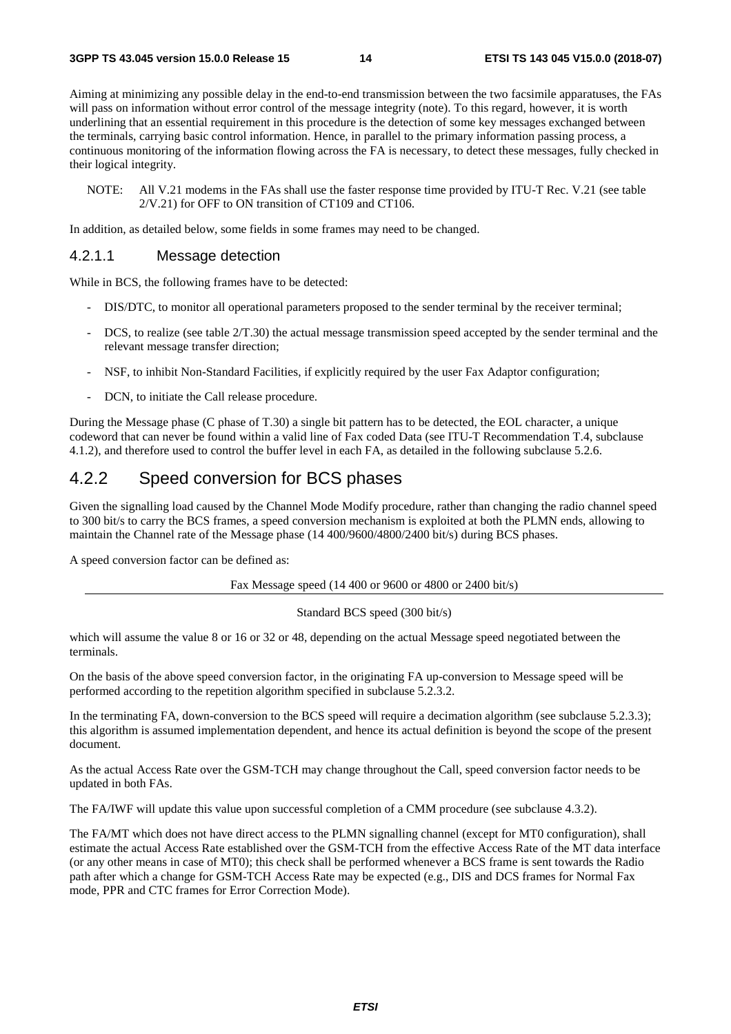Aiming at minimizing any possible delay in the end-to-end transmission between the two facsimile apparatuses, the FAs will pass on information without error control of the message integrity (note). To this regard, however, it is worth underlining that an essential requirement in this procedure is the detection of some key messages exchanged between the terminals, carrying basic control information. Hence, in parallel to the primary information passing process, a continuous monitoring of the information flowing across the FA is necessary, to detect these messages, fully checked in their logical integrity.

NOTE: All V.21 modems in the FAs shall use the faster response time provided by ITU-T Rec. V.21 (see table 2/V.21) for OFF to ON transition of CT109 and CT106.

In addition, as detailed below, some fields in some frames may need to be changed.

#### 4.2.1.1 Message detection

While in BCS, the following frames have to be detected:

- DIS/DTC, to monitor all operational parameters proposed to the sender terminal by the receiver terminal;
- DCS, to realize (see table 2/T.30) the actual message transmission speed accepted by the sender terminal and the relevant message transfer direction;
- NSF, to inhibit Non-Standard Facilities, if explicitly required by the user Fax Adaptor configuration;
- DCN, to initiate the Call release procedure.

During the Message phase (C phase of T.30) a single bit pattern has to be detected, the EOL character, a unique codeword that can never be found within a valid line of Fax coded Data (see ITU-T Recommendation T.4, subclause 4.1.2), and therefore used to control the buffer level in each FA, as detailed in the following subclause 5.2.6.

### 4.2.2 Speed conversion for BCS phases

Given the signalling load caused by the Channel Mode Modify procedure, rather than changing the radio channel speed to 300 bit/s to carry the BCS frames, a speed conversion mechanism is exploited at both the PLMN ends, allowing to maintain the Channel rate of the Message phase (14 400/9600/4800/2400 bit/s) during BCS phases.

A speed conversion factor can be defined as:

$$\frac{\text{Fax Message speed (14 400 or 9600 or 4800 or 2400 bit/s)}}{\text{Standard BCS speed (300 bit/s)}}$$

which will assume the value 8 or 16 or 32 or 48, depending on the actual Message speed negotiated between the terminals.

On the basis of the above speed conversion factor, in the originating FA up-conversion to Message speed will be performed according to the repetition algorithm specified in subclause 5.2.3.2.

In the terminating FA, down-conversion to the BCS speed will require a decimation algorithm (see subclause 5.2.3.3); this algorithm is assumed implementation dependent, and hence its actual definition is beyond the scope of the present document.

As the actual Access Rate over the GSM-TCH may change throughout the Call, speed conversion factor needs to be updated in both FAs.

The FA/IWF will update this value upon successful completion of a CMM procedure (see subclause 4.3.2).

The FA/MT which does not have direct access to the PLMN signalling channel (except for MT0 configuration), shall estimate the actual Access Rate established over the GSM-TCH from the effective Access Rate of the MT data interface (or any other means in case of MT0); this check shall be performed whenever a BCS frame is sent towards the Radio path after which a change for GSM-TCH Access Rate may be expected (e.g., DIS and DCS frames for Normal Fax mode, PPR and CTC frames for Error Correction Mode).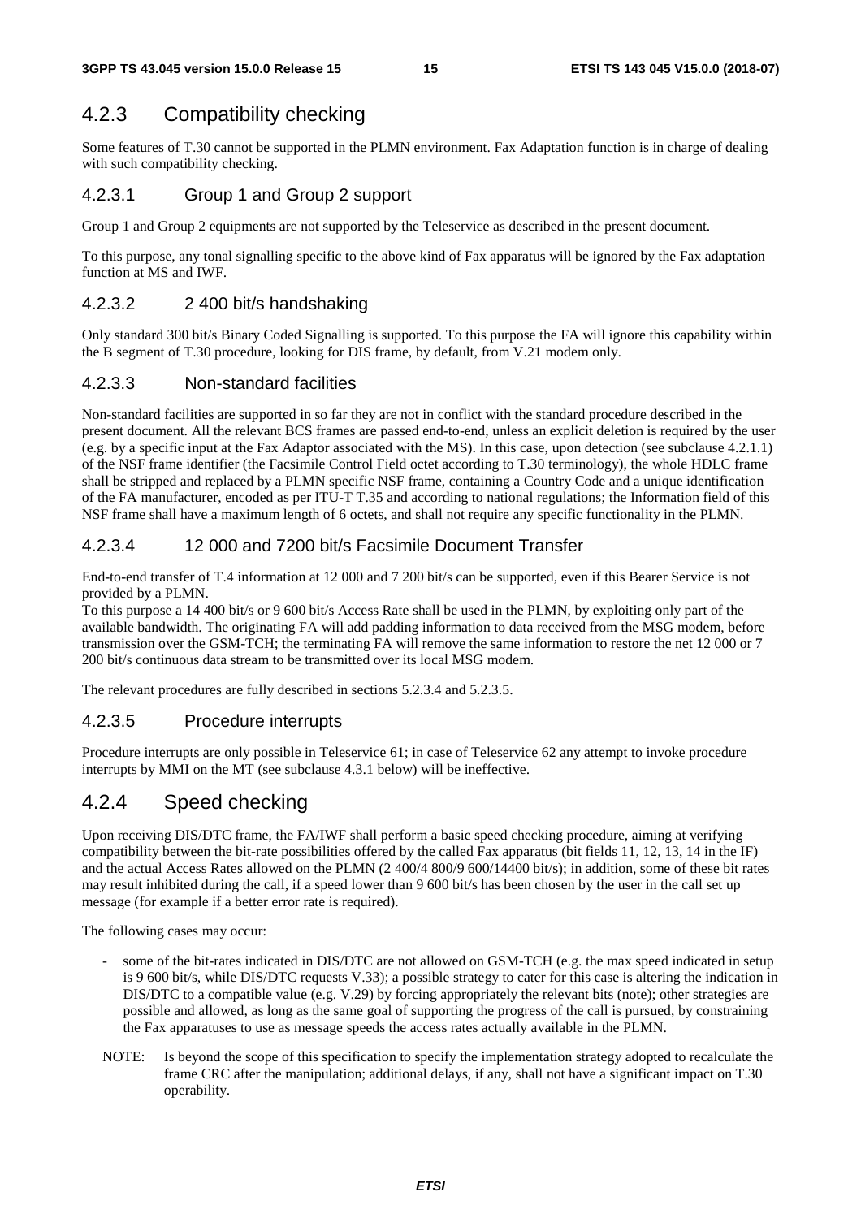## 4.2.3 Compatibility checking

Some features of T.30 cannot be supported in the PLMN environment. Fax Adaptation function is in charge of dealing with such compatibility checking.

### 4.2.3.1 Group 1 and Group 2 support

Group 1 and Group 2 equipments are not supported by the Teleservice as described in the present document.

To this purpose, any tonal signalling specific to the above kind of Fax apparatus will be ignored by the Fax adaptation function at MS and IWF.

### 4.2.3.2 2 400 bit/s handshaking

Only standard 300 bit/s Binary Coded Signalling is supported. To this purpose the FA will ignore this capability within the B segment of T.30 procedure, looking for DIS frame, by default, from V.21 modem only.

### 4.2.3.3 Non-standard facilities

Non-standard facilities are supported in so far they are not in conflict with the standard procedure described in the present document. All the relevant BCS frames are passed end-to-end, unless an explicit deletion is required by the user (e.g. by a specific input at the Fax Adaptor associated with the MS). In this case, upon detection (see subclause 4.2.1.1) of the NSF frame identifier (the Facsimile Control Field octet according to T.30 terminology), the whole HDLC frame shall be stripped and replaced by a PLMN specific NSF frame, containing a Country Code and a unique identification of the FA manufacturer, encoded as per ITU-T T.35 and according to national regulations; the Information field of this NSF frame shall have a maximum length of 6 octets, and shall not require any specific functionality in the PLMN.

### 4.2.3.4 12 000 and 7200 bit/s Facsimile Document Transfer

End-to-end transfer of T.4 information at 12 000 and 7 200 bit/s can be supported, even if this Bearer Service is not provided by a PLMN.
To this purpose a 14 400 bit/s or 9 600 bit/s Access Rate shall be used in the PLMN, by exploiting only part of the available bandwidth. The originating FA will add padding information to data received from the MSG modem, before transmission over the GSM-TCH; the terminating FA will remove the same information to restore the net 12 000 or 7 200 bit/s continuous data stream to be transmitted over its local MSG modem.

The relevant procedures are fully described in sections 5.2.3.4 and 5.2.3.5.

### 4.2.3.5 Procedure interrupts

Procedure interrupts are only possible in Teleservice 61; in case of Teleservice 62 any attempt to invoke procedure interrupts by MMI on the MT (see subclause 4.3.1 below) will be ineffective.

## 4.2.4 Speed checking

Upon receiving DIS/DTC frame, the FA/IWF shall perform a basic speed checking procedure, aiming at verifying compatibility between the bit-rate possibilities offered by the called Fax apparatus (bit fields 11, 12, 13, 14 in the IF) and the actual Access Rates allowed on the PLMN (2 400/4 800/9 600/14400 bit/s); in addition, some of these bit rates may result inhibited during the call, if a speed lower than 9 600 bit/s has been chosen by the user in the call set up message (for example if a better error rate is required).

The following cases may occur:

- some of the bit-rates indicated in DIS/DTC are not allowed on GSM-TCH (e.g. the max speed indicated in setup is 9 600 bit/s, while DIS/DTC requests V.33); a possible strategy to cater for this case is altering the indication in DIS/DTC to a compatible value (e.g. V.29) by forcing appropriately the relevant bits (note); other strategies are possible and allowed, as long as the same goal of supporting the progress of the call is pursued, by constraining the Fax apparatuses to use as message speeds the access rates actually available in the PLMN.

NOTE: Is beyond the scope of this specification to specify the implementation strategy adopted to recalculate the frame CRC after the manipulation; additional delays, if any, shall not have a significant impact on T.30 operability.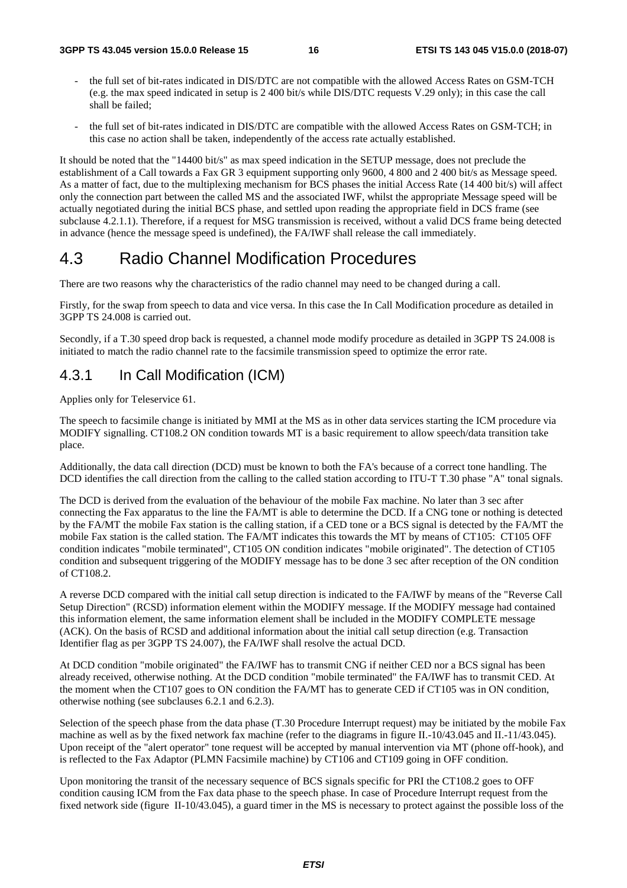- the full set of bit-rates indicated in DIS/DTC are not compatible with the allowed Access Rates on GSM-TCH (e.g. the max speed indicated in setup is 2 400 bit/s while DIS/DTC requests V.29 only); in this case the call shall be failed;
- the full set of bit-rates indicated in DIS/DTC are compatible with the allowed Access Rates on GSM-TCH; in this case no action shall be taken, independently of the access rate actually established.

It should be noted that the "14400 bit/s" as max speed indication in the SETUP message, does not preclude the establishment of a Call towards a Fax GR 3 equipment supporting only 9600, 4 800 and 2 400 bit/s as Message speed. As a matter of fact, due to the multiplexing mechanism for BCS phases the initial Access Rate (14 400 bit/s) will affect only the connection part between the called MS and the associated IWF, whilst the appropriate Message speed will be actually negotiated during the initial BCS phase, and settled upon reading the appropriate field in DCS frame (see subclause 4.2.1.1). Therefore, if a request for MSG transmission is received, without a valid DCS frame being detected in advance (hence the message speed is undefined), the FA/IWF shall release the call immediately.

# 4.3 Radio Channel Modification Procedures

There are two reasons why the characteristics of the radio channel may need to be changed during a call.

Firstly, for the swap from speech to data and vice versa. In this case the In Call Modification procedure as detailed in 3GPP TS 24.008 is carried out.

Secondly, if a T.30 speed drop back is requested, a channel mode modify procedure as detailed in 3GPP TS 24.008 is initiated to match the radio channel rate to the facsimile transmission speed to optimize the error rate.

## 4.3.1 In Call Modification (ICM)

Applies only for Teleservice 61.

The speech to facsimile change is initiated by MMI at the MS as in other data services starting the ICM procedure via MODIFY signalling. CT108.2 ON condition towards MT is a basic requirement to allow speech/data transition take place.

Additionally, the data call direction (DCD) must be known to both the FA's because of a correct tone handling. The DCD identifies the call direction from the calling to the called station according to ITU-T T.30 phase "A" tonal signals.

The DCD is derived from the evaluation of the behaviour of the mobile Fax machine. No later than 3 sec after connecting the Fax apparatus to the line the FA/MT is able to determine the DCD. If a CNG tone or nothing is detected by the FA/MT the mobile Fax station is the calling station, if a CED tone or a BCS signal is detected by the FA/MT the mobile Fax station is the called station. The FA/MT indicates this towards the MT by means of CT105: CT105 OFF condition indicates "mobile terminated", CT105 ON condition indicates "mobile originated". The detection of CT105 condition and subsequent triggering of the MODIFY message has to be done 3 sec after reception of the ON condition of CT108.2.

A reverse DCD compared with the initial call setup direction is indicated to the FA/IWF by means of the "Reverse Call Setup Direction" (RCSD) information element within the MODIFY message. If the MODIFY message had contained this information element, the same information element shall be included in the MODIFY COMPLETE message (ACK). On the basis of RCSD and additional information about the initial call setup direction (e.g. Transaction Identifier flag as per 3GPP TS 24.007), the FA/IWF shall resolve the actual DCD.

At DCD condition "mobile originated" the FA/IWF has to transmit CNG if neither CED nor a BCS signal has been already received, otherwise nothing. At the DCD condition "mobile terminated" the FA/IWF has to transmit CED. At the moment when the CT107 goes to ON condition the FA/MT has to generate CED if CT105 was in ON condition, otherwise nothing (see subclauses 6.2.1 and 6.2.3).

Selection of the speech phase from the data phase (T.30 Procedure Interrupt request) may be initiated by the mobile Fax machine as well as by the fixed network fax machine (refer to the diagrams in figure II.-10/43.045 and II.-11/43.045). Upon receipt of the "alert operator" tone request will be accepted by manual intervention via MT (phone off-hook), and is reflected to the Fax Adaptor (PLMN Facsimile machine) by CT106 and CT109 going in OFF condition.

Upon monitoring the transit of the necessary sequence of BCS signals specific for PRI the CT108.2 goes to OFF condition causing ICM from the Fax data phase to the speech phase. In case of Procedure Interrupt request from the fixed network side (figure II-10/43.045), a guard timer in the MS is necessary to protect against the possible loss of the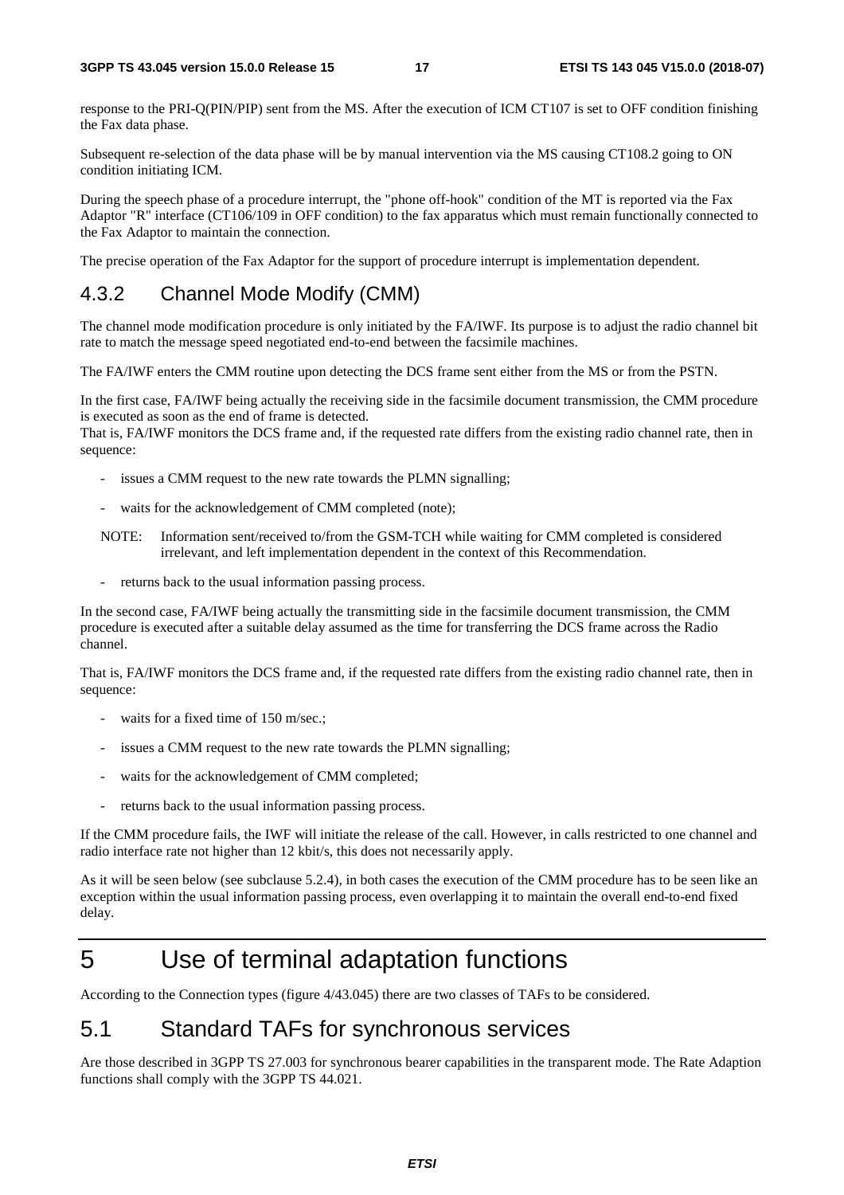response to the PRI-Q(PIN/PIP) sent from the MS. After the execution of ICM CT107 is set to OFF condition finishing the Fax data phase.

Subsequent re-selection of the data phase will be by manual intervention via the MS causing CT108.2 going to ON condition initiating ICM.

During the speech phase of a procedure interrupt, the "phone off-hook" condition of the MT is reported via the Fax Adaptor "R" interface (CT106/109 in OFF condition) to the fax apparatus which must remain functionally connected to the Fax Adaptor to maintain the connection.

The precise operation of the Fax Adaptor for the support of procedure interrupt is implementation dependent.

### 4.3.2 Channel Mode Modify (CMM)

The channel mode modification procedure is only initiated by the FA/IWF. Its purpose is to adjust the radio channel bit rate to match the message speed negotiated end-to-end between the facsimile machines.

The FA/IWF enters the CMM routine upon detecting the DCS frame sent either from the MS or from the PSTN.

In the first case, FA/IWF being actually the receiving side in the facsimile document transmission, the CMM procedure is executed as soon as the end of frame is detected.
That is, FA/IWF monitors the DCS frame and, if the requested rate differs from the existing radio channel rate, then in sequence:

- issues a CMM request to the new rate towards the PLMN signalling;
- waits for the acknowledgement of CMM completed (note);

NOTE: Information sent/received to/from the GSM-TCH while waiting for CMM completed is considered irrelevant, and left implementation dependent in the context of this Recommendation.

- returns back to the usual information passing process.

In the second case, FA/IWF being actually the transmitting side in the facsimile document transmission, the CMM procedure is executed after a suitable delay assumed as the time for transferring the DCS frame across the Radio channel.

That is, FA/IWF monitors the DCS frame and, if the requested rate differs from the existing radio channel rate, then in sequence:

- waits for a fixed time of 150 m/sec.;
- issues a CMM request to the new rate towards the PLMN signalling;
- waits for the acknowledgement of CMM completed;
- returns back to the usual information passing process.

If the CMM procedure fails, the IWF will initiate the release of the call. However, in calls restricted to one channel and radio interface rate not higher than 12 kbit/s, this does not necessarily apply.

As it will be seen below (see subclause 5.2.4), in both cases the execution of the CMM procedure has to be seen like an exception within the usual information passing process, even overlapping it to maintain the overall end-to-end fixed delay.

# 5 Use of terminal adaptation functions

According to the Connection types (figure 4/43.045) there are two classes of TAFs to be considered.

## 5.1 Standard TAFs for synchronous services

Are those described in 3GPP TS 27.003 for synchronous bearer capabilities in the transparent mode. The Rate Adaption functions shall comply with the 3GPP TS 44.021.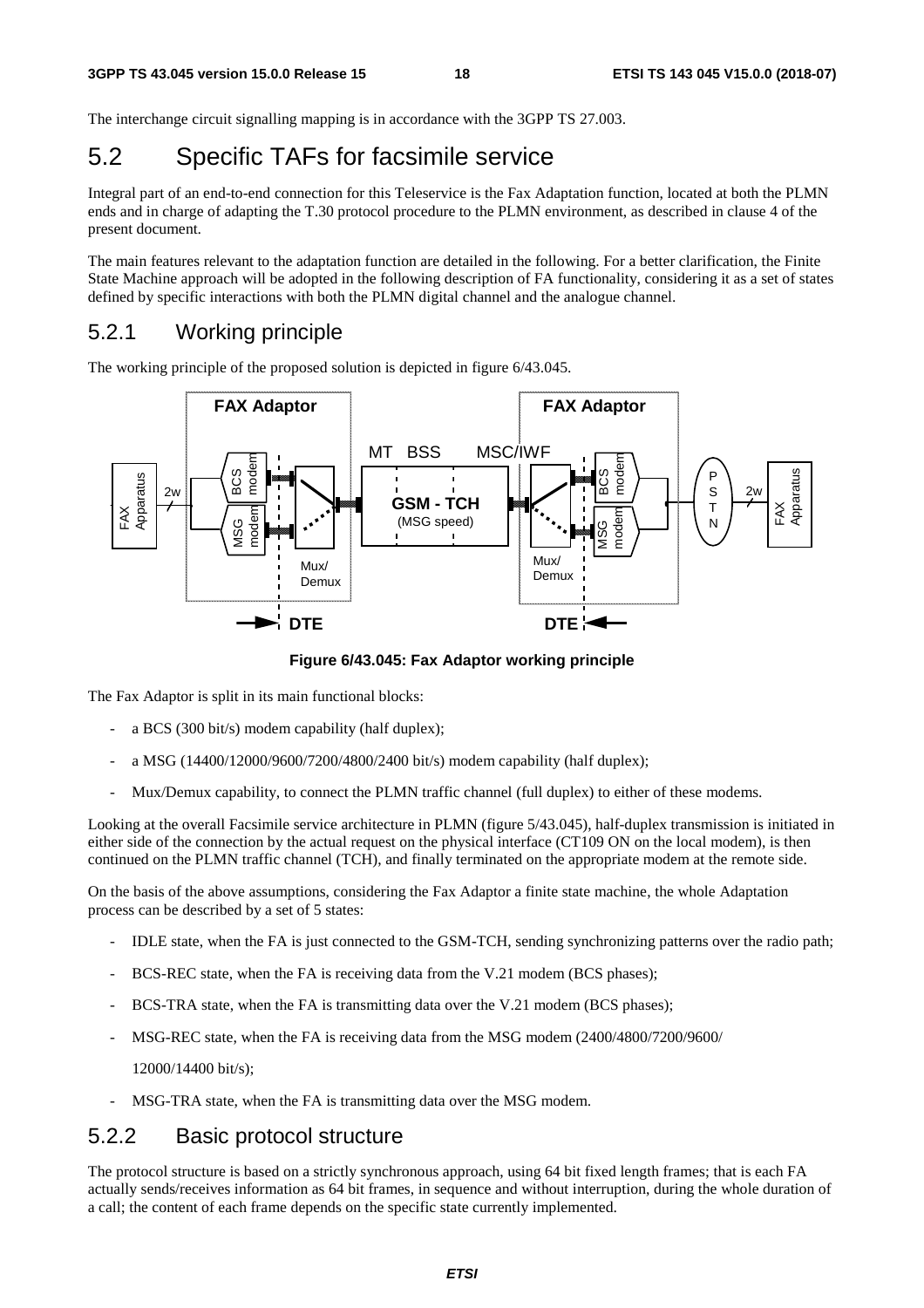The interchange circuit signalling mapping is in accordance with the 3GPP TS 27.003.

## 5.2 Specific TAFs for facsimile service

Integral part of an end-to-end connection for this Teleservice is the Fax Adaptation function, located at both the PLMN ends and in charge of adapting the T.30 protocol procedure to the PLMN environment, as described in clause 4 of the present document.

The main features relevant to the adaptation function are detailed in the following. For a better clarification, the Finite State Machine approach will be adopted in the following description of FA functionality, considering it as a set of states defined by specific interactions with both the PLMN digital channel and the analogue channel.

### 5.2.1 Working principle

The working principle of the proposed solution is depicted in figure 6/43.045.

**Figure 6/43.045: Fax Adaptor working principle**

The Fax Adaptor is split in its main functional blocks:

- a BCS (300 bit/s) modem capability (half duplex);
- a MSG (14400/12000/9600/7200/4800/2400 bit/s) modem capability (half duplex);
- Mux/Demux capability, to connect the PLMN traffic channel (full duplex) to either of these modems.

Looking at the overall Facsimile service architecture in PLMN (figure 5/43.045), half-duplex transmission is initiated in either side of the connection by the actual request on the physical interface (CT109 ON on the local modem), is then continued on the PLMN traffic channel (TCH), and finally terminated on the appropriate modem at the remote side.

On the basis of the above assumptions, considering the Fax Adaptor a finite state machine, the whole Adaptation process can be described by a set of 5 states:

- IDLE state, when the FA is just connected to the GSM-TCH, sending synchronizing patterns over the radio path;
- BCS-REC state, when the FA is receiving data from the V.21 modem (BCS phases);
- BCS-TRA state, when the FA is transmitting data over the V.21 modem (BCS phases);
- MSG-REC state, when the FA is receiving data from the MSG modem (2400/4800/7200/9600/

  12000/14400 bit/s);
- MSG-TRA state, when the FA is transmitting data over the MSG modem.

### 5.2.2 Basic protocol structure

The protocol structure is based on a strictly synchronous approach, using 64 bit fixed length frames; that is each FA actually sends/receives information as 64 bit frames, in sequence and without interruption, during the whole duration of a call; the content of each frame depends on the specific state currently implemented.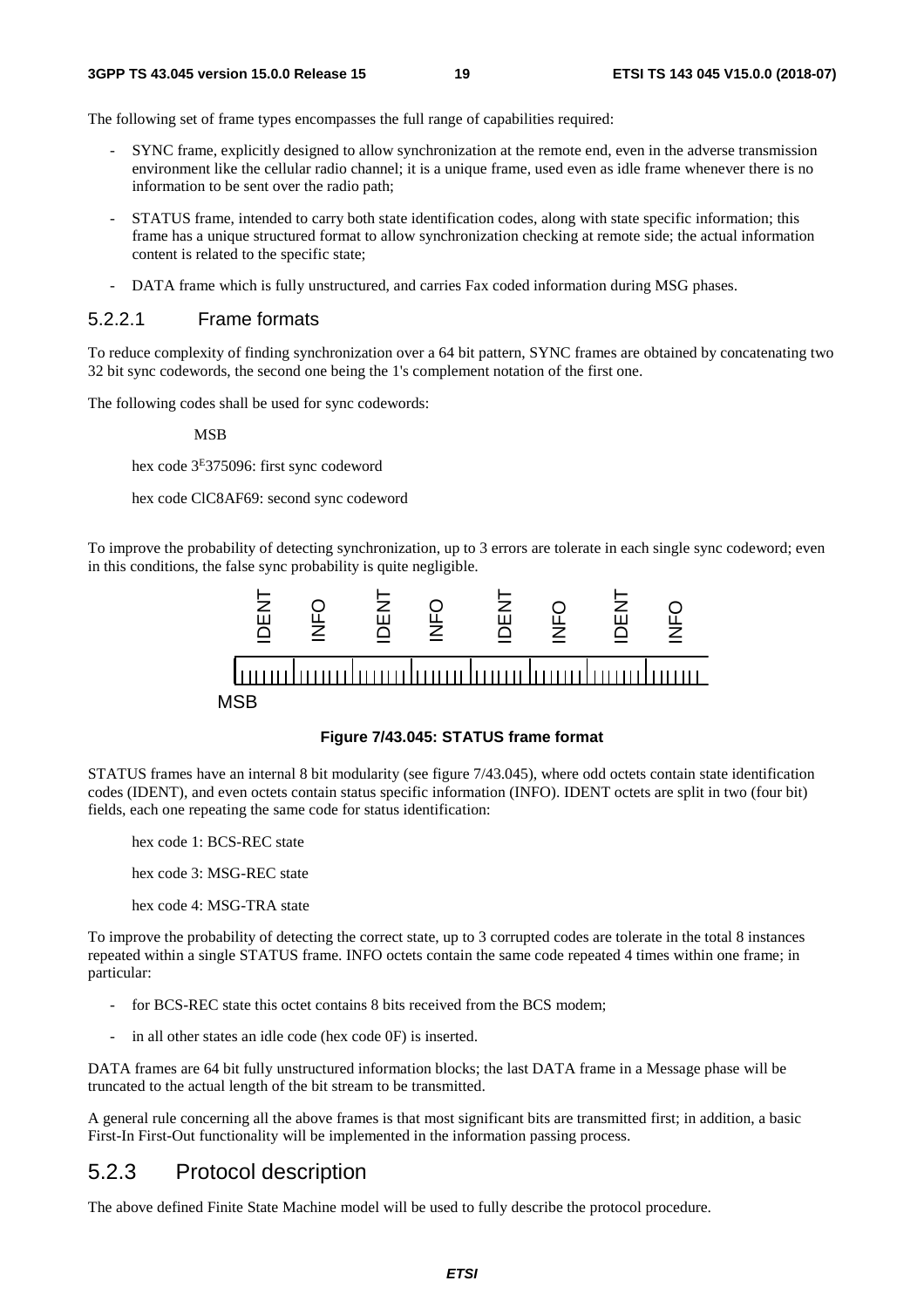The following set of frame types encompasses the full range of capabilities required:

- SYNC frame, explicitly designed to allow synchronization at the remote end, even in the adverse transmission environment like the cellular radio channel; it is a unique frame, used even as idle frame whenever there is no information to be sent over the radio path;
- STATUS frame, intended to carry both state identification codes, along with state specific information; this frame has a unique structured format to allow synchronization checking at remote side; the actual information content is related to the specific state;
- DATA frame which is fully unstructured, and carries Fax coded information during MSG phases.

#### 5.2.2.1 Frame formats

To reduce complexity of finding synchronization over a 64 bit pattern, SYNC frames are obtained by concatenating two 32 bit sync codewords, the second one being the 1's complement notation of the first one.

The following codes shall be used for sync codewords:

MSB

hex code 3E375096: first sync codeword

hex code ClC8AF69: second sync codeword

To improve the probability of detecting synchronization, up to 3 errors are tolerate in each single sync codeword; even in this conditions, the false sync probability is quite negligible.

| IDENT | INFO | IDENT | INFO | IDENT | INFO | IDENT | INFO |
|---|---|---|---|---|---|---|---|

MSB

**Figure 7/43.045: STATUS frame format**

STATUS frames have an internal 8 bit modularity (see figure 7/43.045), where odd octets contain state identification codes (IDENT), and even octets contain status specific information (INFO). IDENT octets are split in two (four bit) fields, each one repeating the same code for status identification:

hex code 1: BCS-REC state

hex code 3: MSG-REC state

hex code 4: MSG-TRA state

To improve the probability of detecting the correct state, up to 3 corrupted codes are tolerate in the total 8 instances repeated within a single STATUS frame. INFO octets contain the same code repeated 4 times within one frame; in particular:

- for BCS-REC state this octet contains 8 bits received from the BCS modem;
- in all other states an idle code (hex code 0F) is inserted.

DATA frames are 64 bit fully unstructured information blocks; the last DATA frame in a Message phase will be truncated to the actual length of the bit stream to be transmitted.

A general rule concerning all the above frames is that most significant bits are transmitted first; in addition, a basic First-In First-Out functionality will be implemented in the information passing process.

### 5.2.3 Protocol description

The above defined Finite State Machine model will be used to fully describe the protocol procedure.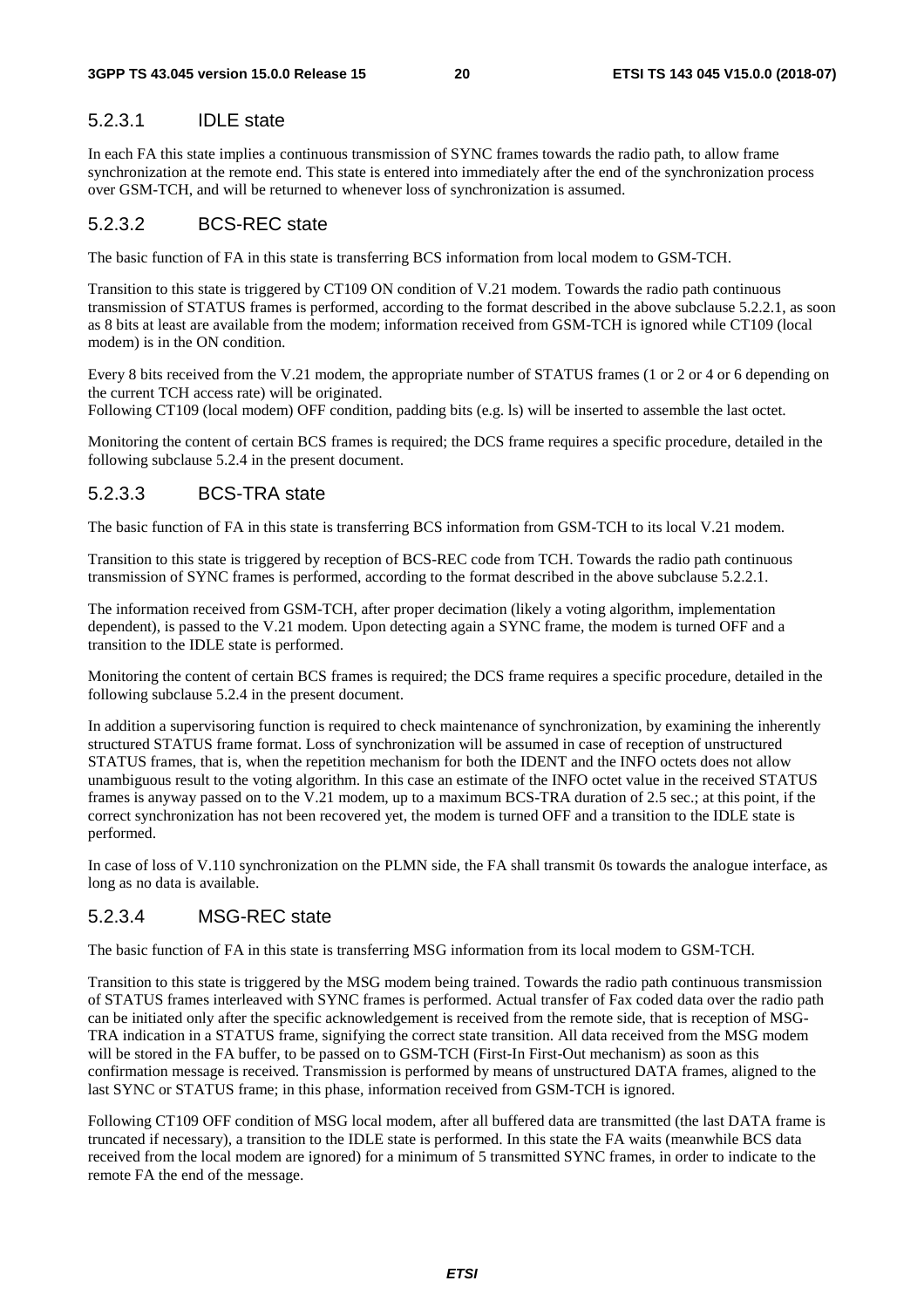### 5.2.3.1 IDLE state

In each FA this state implies a continuous transmission of SYNC frames towards the radio path, to allow frame synchronization at the remote end. This state is entered into immediately after the end of the synchronization process over GSM-TCH, and will be returned to whenever loss of synchronization is assumed.

### 5.2.3.2 BCS-REC state

The basic function of FA in this state is transferring BCS information from local modem to GSM-TCH.

Transition to this state is triggered by CT109 ON condition of V.21 modem. Towards the radio path continuous transmission of STATUS frames is performed, according to the format described in the above subclause 5.2.2.1, as soon as 8 bits at least are available from the modem; information received from GSM-TCH is ignored while CT109 (local modem) is in the ON condition.

Every 8 bits received from the V.21 modem, the appropriate number of STATUS frames (1 or 2 or 4 or 6 depending on the current TCH access rate) will be originated.
Following CT109 (local modem) OFF condition, padding bits (e.g. ls) will be inserted to assemble the last octet.

Monitoring the content of certain BCS frames is required; the DCS frame requires a specific procedure, detailed in the following subclause 5.2.4 in the present document.

### 5.2.3.3 BCS-TRA state

The basic function of FA in this state is transferring BCS information from GSM-TCH to its local V.21 modem.

Transition to this state is triggered by reception of BCS-REC code from TCH. Towards the radio path continuous transmission of SYNC frames is performed, according to the format described in the above subclause 5.2.2.1.

The information received from GSM-TCH, after proper decimation (likely a voting algorithm, implementation dependent), is passed to the V.21 modem. Upon detecting again a SYNC frame, the modem is turned OFF and a transition to the IDLE state is performed.

Monitoring the content of certain BCS frames is required; the DCS frame requires a specific procedure, detailed in the following subclause 5.2.4 in the present document.

In addition a supervisoring function is required to check maintenance of synchronization, by examining the inherently structured STATUS frame format. Loss of synchronization will be assumed in case of reception of unstructured STATUS frames, that is, when the repetition mechanism for both the IDENT and the INFO octets does not allow unambiguous result to the voting algorithm. In this case an estimate of the INFO octet value in the received STATUS frames is anyway passed on to the V.21 modem, up to a maximum BCS-TRA duration of 2.5 sec.; at this point, if the correct synchronization has not been recovered yet, the modem is turned OFF and a transition to the IDLE state is performed.

In case of loss of V.110 synchronization on the PLMN side, the FA shall transmit 0s towards the analogue interface, as long as no data is available.

### 5.2.3.4 MSG-REC state

The basic function of FA in this state is transferring MSG information from its local modem to GSM-TCH.

Transition to this state is triggered by the MSG modem being trained. Towards the radio path continuous transmission of STATUS frames interleaved with SYNC frames is performed. Actual transfer of Fax coded data over the radio path can be initiated only after the specific acknowledgement is received from the remote side, that is reception of MSG-TRA indication in a STATUS frame, signifying the correct state transition. All data received from the MSG modem will be stored in the FA buffer, to be passed on to GSM-TCH (First-In First-Out mechanism) as soon as this confirmation message is received. Transmission is performed by means of unstructured DATA frames, aligned to the last SYNC or STATUS frame; in this phase, information received from GSM-TCH is ignored.

Following CT109 OFF condition of MSG local modem, after all buffered data are transmitted (the last DATA frame is truncated if necessary), a transition to the IDLE state is performed. In this state the FA waits (meanwhile BCS data received from the local modem are ignored) for a minimum of 5 transmitted SYNC frames, in order to indicate to the remote FA the end of the message.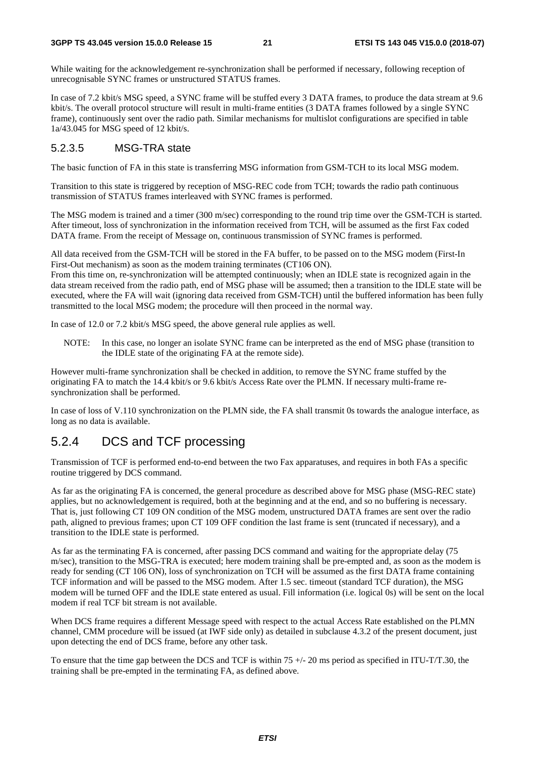While waiting for the acknowledgement re-synchronization shall be performed if necessary, following reception of unrecognisable SYNC frames or unstructured STATUS frames.

In case of 7.2 kbit/s MSG speed, a SYNC frame will be stuffed every 3 DATA frames, to produce the data stream at 9.6 kbit/s. The overall protocol structure will result in multi-frame entities (3 DATA frames followed by a single SYNC frame), continuously sent over the radio path. Similar mechanisms for multislot configurations are specified in table 1a/43.045 for MSG speed of 12 kbit/s.

#### 5.2.3.5 MSG-TRA state

The basic function of FA in this state is transferring MSG information from GSM-TCH to its local MSG modem.

Transition to this state is triggered by reception of MSG-REC code from TCH; towards the radio path continuous transmission of STATUS frames interleaved with SYNC frames is performed.

The MSG modem is trained and a timer (300 m/sec) corresponding to the round trip time over the GSM-TCH is started. After timeout, loss of synchronization in the information received from TCH, will be assumed as the first Fax coded DATA frame. From the receipt of Message on, continuous transmission of SYNC frames is performed.

All data received from the GSM-TCH will be stored in the FA buffer, to be passed on to the MSG modem (First-In First-Out mechanism) as soon as the modem training terminates (CT106 ON).
From this time on, re-synchronization will be attempted continuously; when an IDLE state is recognized again in the data stream received from the radio path, end of MSG phase will be assumed; then a transition to the IDLE state will be executed, where the FA will wait (ignoring data received from GSM-TCH) until the buffered information has been fully transmitted to the local MSG modem; the procedure will then proceed in the normal way.

In case of 12.0 or 7.2 kbit/s MSG speed, the above general rule applies as well.

NOTE: In this case, no longer an isolate SYNC frame can be interpreted as the end of MSG phase (transition to the IDLE state of the originating FA at the remote side).

However multi-frame synchronization shall be checked in addition, to remove the SYNC frame stuffed by the originating FA to match the 14.4 kbit/s or 9.6 kbit/s Access Rate over the PLMN. If necessary multi-frame re-synchronization shall be performed.

In case of loss of V.110 synchronization on the PLMN side, the FA shall transmit 0s towards the analogue interface, as long as no data is available.

### 5.2.4 DCS and TCF processing

Transmission of TCF is performed end-to-end between the two Fax apparatuses, and requires in both FAs a specific routine triggered by DCS command.

As far as the originating FA is concerned, the general procedure as described above for MSG phase (MSG-REC state) applies, but no acknowledgement is required, both at the beginning and at the end, and so no buffering is necessary. That is, just following CT 109 ON condition of the MSG modem, unstructured DATA frames are sent over the radio path, aligned to previous frames; upon CT 109 OFF condition the last frame is sent (truncated if necessary), and a transition to the IDLE state is performed.

As far as the terminating FA is concerned, after passing DCS command and waiting for the appropriate delay (75 m/sec), transition to the MSG-TRA is executed; here modem training shall be pre-empted and, as soon as the modem is ready for sending (CT 106 ON), loss of synchronization on TCH will be assumed as the first DATA frame containing TCF information and will be passed to the MSG modem. After 1.5 sec. timeout (standard TCF duration), the MSG modem will be turned OFF and the IDLE state entered as usual. Fill information (i.e. logical 0s) will be sent on the local modem if real TCF bit stream is not available.

When DCS frame requires a different Message speed with respect to the actual Access Rate established on the PLMN channel, CMM procedure will be issued (at IWF side only) as detailed in subclause 4.3.2 of the present document, just upon detecting the end of DCS frame, before any other task.

To ensure that the time gap between the DCS and TCF is within 75 +/- 20 ms period as specified in ITU-T/T.30, the training shall be pre-empted in the terminating FA, as defined above.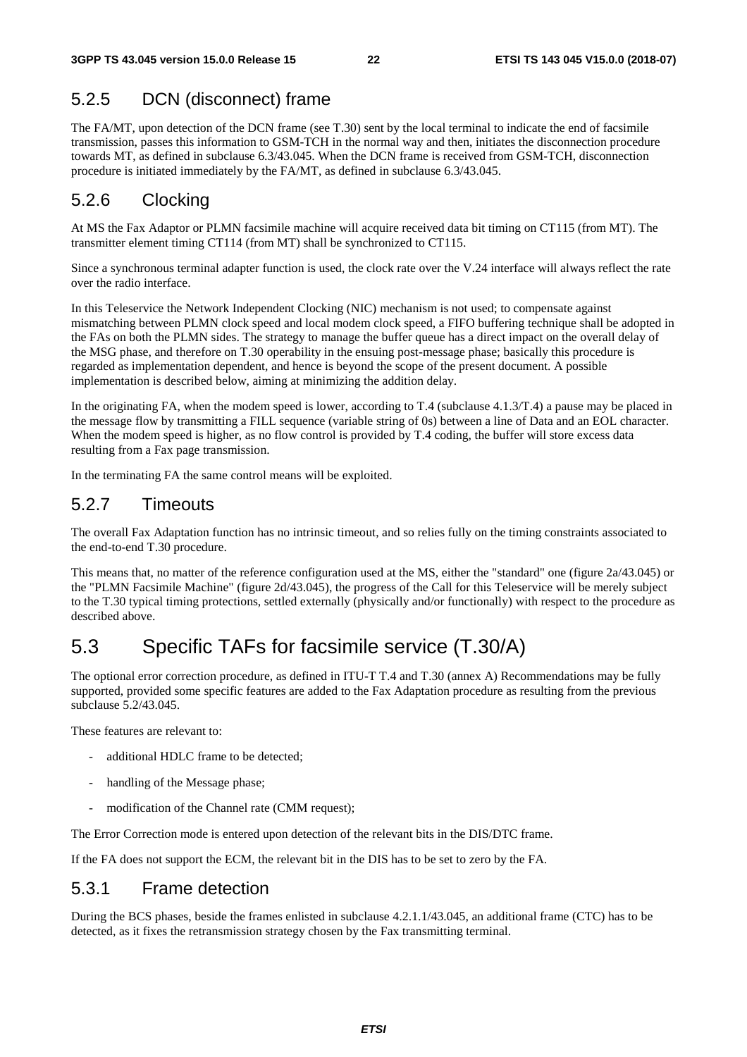### 5.2.5 DCN (disconnect) frame

The FA/MT, upon detection of the DCN frame (see T.30) sent by the local terminal to indicate the end of facsimile transmission, passes this information to GSM-TCH in the normal way and then, initiates the disconnection procedure towards MT, as defined in subclause 6.3/43.045. When the DCN frame is received from GSM-TCH, disconnection procedure is initiated immediately by the FA/MT, as defined in subclause 6.3/43.045.

### 5.2.6 Clocking

At MS the Fax Adaptor or PLMN facsimile machine will acquire received data bit timing on CT115 (from MT). The transmitter element timing CT114 (from MT) shall be synchronized to CT115.

Since a synchronous terminal adapter function is used, the clock rate over the V.24 interface will always reflect the rate over the radio interface.

In this Teleservice the Network Independent Clocking (NIC) mechanism is not used; to compensate against mismatching between PLMN clock speed and local modem clock speed, a FIFO buffering technique shall be adopted in the FAs on both the PLMN sides. The strategy to manage the buffer queue has a direct impact on the overall delay of the MSG phase, and therefore on T.30 operability in the ensuing post-message phase; basically this procedure is regarded as implementation dependent, and hence is beyond the scope of the present document. A possible implementation is described below, aiming at minimizing the addition delay.

In the originating FA, when the modem speed is lower, according to T.4 (subclause 4.1.3/T.4) a pause may be placed in the message flow by transmitting a FILL sequence (variable string of 0s) between a line of Data and an EOL character. When the modem speed is higher, as no flow control is provided by T.4 coding, the buffer will store excess data resulting from a Fax page transmission.

In the terminating FA the same control means will be exploited.

### 5.2.7 Timeouts

The overall Fax Adaptation function has no intrinsic timeout, and so relies fully on the timing constraints associated to the end-to-end T.30 procedure.

This means that, no matter of the reference configuration used at the MS, either the "standard" one (figure 2a/43.045) or the "PLMN Facsimile Machine" (figure 2d/43.045), the progress of the Call for this Teleservice will be merely subject to the T.30 typical timing protections, settled externally (physically and/or functionally) with respect to the procedure as described above.

## 5.3 Specific TAFs for facsimile service (T.30/A)

The optional error correction procedure, as defined in ITU-T T.4 and T.30 (annex A) Recommendations may be fully supported, provided some specific features are added to the Fax Adaptation procedure as resulting from the previous subclause 5.2/43.045.

These features are relevant to:

- additional HDLC frame to be detected;
- handling of the Message phase;
- modification of the Channel rate (CMM request);

The Error Correction mode is entered upon detection of the relevant bits in the DIS/DTC frame.

If the FA does not support the ECM, the relevant bit in the DIS has to be set to zero by the FA.

### 5.3.1 Frame detection

During the BCS phases, beside the frames enlisted in subclause 4.2.1.1/43.045, an additional frame (CTC) has to be detected, as it fixes the retransmission strategy chosen by the Fax transmitting terminal.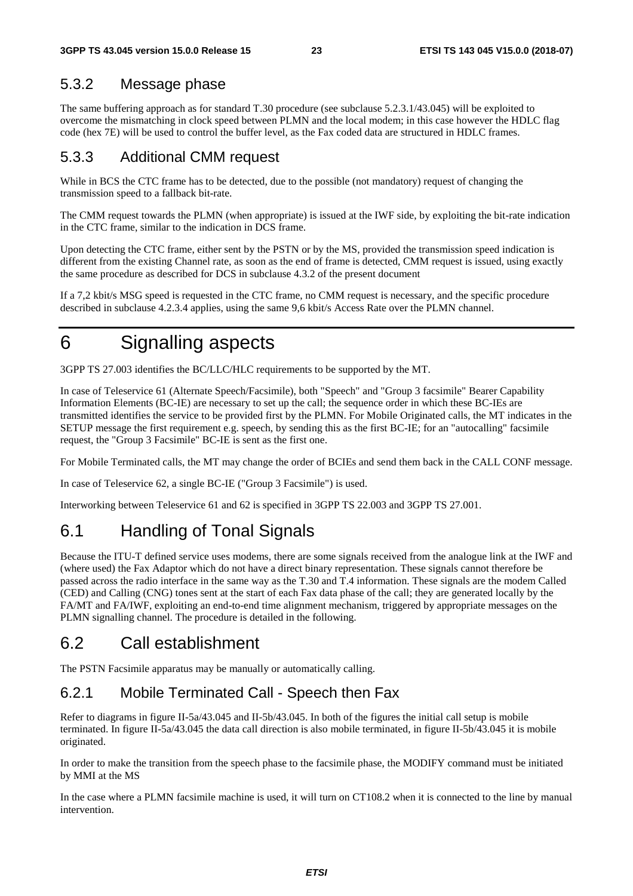### 5.3.2 Message phase

The same buffering approach as for standard T.30 procedure (see subclause 5.2.3.1/43.045) will be exploited to overcome the mismatching in clock speed between PLMN and the local modem; in this case however the HDLC flag code (hex 7E) will be used to control the buffer level, as the Fax coded data are structured in HDLC frames.

### 5.3.3 Additional CMM request

While in BCS the CTC frame has to be detected, due to the possible (not mandatory) request of changing the transmission speed to a fallback bit-rate.

The CMM request towards the PLMN (when appropriate) is issued at the IWF side, by exploiting the bit-rate indication in the CTC frame, similar to the indication in DCS frame.

Upon detecting the CTC frame, either sent by the PSTN or by the MS, provided the transmission speed indication is different from the existing Channel rate, as soon as the end of frame is detected, CMM request is issued, using exactly the same procedure as described for DCS in subclause 4.3.2 of the present document

If a 7,2 kbit/s MSG speed is requested in the CTC frame, no CMM request is necessary, and the specific procedure described in subclause 4.2.3.4 applies, using the same 9,6 kbit/s Access Rate over the PLMN channel.

# 6 Signalling aspects

3GPP TS 27.003 identifies the BC/LLC/HLC requirements to be supported by the MT.

In case of Teleservice 61 (Alternate Speech/Facsimile), both "Speech" and "Group 3 facsimile" Bearer Capability Information Elements (BC-IE) are necessary to set up the call; the sequence order in which these BC-IEs are transmitted identifies the service to be provided first by the PLMN. For Mobile Originated calls, the MT indicates in the SETUP message the first requirement e.g. speech, by sending this as the first BC-IE; for an "autocalling" facsimile request, the "Group 3 Facsimile" BC-IE is sent as the first one.

For Mobile Terminated calls, the MT may change the order of BCIEs and send them back in the CALL CONF message.

In case of Teleservice 62, a single BC-IE ("Group 3 Facsimile") is used.

Interworking between Teleservice 61 and 62 is specified in 3GPP TS 22.003 and 3GPP TS 27.001.

## 6.1 Handling of Tonal Signals

Because the ITU-T defined service uses modems, there are some signals received from the analogue link at the IWF and (where used) the Fax Adaptor which do not have a direct binary representation. These signals cannot therefore be passed across the radio interface in the same way as the T.30 and T.4 information. These signals are the modem Called (CED) and Calling (CNG) tones sent at the start of each Fax data phase of the call; they are generated locally by the FA/MT and FA/IWF, exploiting an end-to-end time alignment mechanism, triggered by appropriate messages on the PLMN signalling channel. The procedure is detailed in the following.

## 6.2 Call establishment

The PSTN Facsimile apparatus may be manually or automatically calling.

### 6.2.1 Mobile Terminated Call - Speech then Fax

Refer to diagrams in figure II-5a/43.045 and II-5b/43.045. In both of the figures the initial call setup is mobile terminated. In figure II-5a/43.045 the data call direction is also mobile terminated, in figure II-5b/43.045 it is mobile originated.

In order to make the transition from the speech phase to the facsimile phase, the MODIFY command must be initiated by MMI at the MS

In the case where a PLMN facsimile machine is used, it will turn on CT108.2 when it is connected to the line by manual intervention.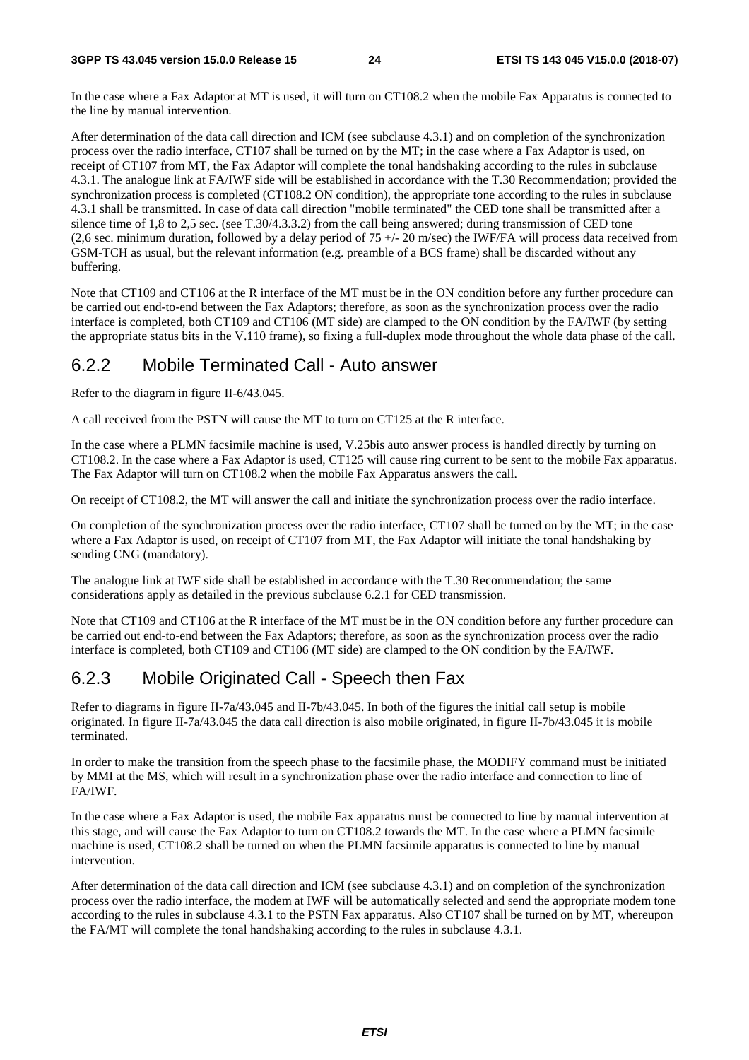In the case where a Fax Adaptor at MT is used, it will turn on CT108.2 when the mobile Fax Apparatus is connected to the line by manual intervention.

After determination of the data call direction and ICM (see subclause 4.3.1) and on completion of the synchronization process over the radio interface, CT107 shall be turned on by the MT; in the case where a Fax Adaptor is used, on receipt of CT107 from MT, the Fax Adaptor will complete the tonal handshaking according to the rules in subclause 4.3.1. The analogue link at FA/IWF side will be established in accordance with the T.30 Recommendation; provided the synchronization process is completed (CT108.2 ON condition), the appropriate tone according to the rules in subclause 4.3.1 shall be transmitted. In case of data call direction "mobile terminated" the CED tone shall be transmitted after a silence time of 1,8 to 2,5 sec. (see T.30/4.3.3.2) from the call being answered; during transmission of CED tone (2,6 sec. minimum duration, followed by a delay period of 75 +/- 20 m/sec) the IWF/FA will process data received from GSM-TCH as usual, but the relevant information (e.g. preamble of a BCS frame) shall be discarded without any buffering.

Note that CT109 and CT106 at the R interface of the MT must be in the ON condition before any further procedure can be carried out end-to-end between the Fax Adaptors; therefore, as soon as the synchronization process over the radio interface is completed, both CT109 and CT106 (MT side) are clamped to the ON condition by the FA/IWF (by setting the appropriate status bits in the V.110 frame), so fixing a full-duplex mode throughout the whole data phase of the call.

## 6.2.2 Mobile Terminated Call - Auto answer

Refer to the diagram in figure II-6/43.045.

A call received from the PSTN will cause the MT to turn on CT125 at the R interface.

In the case where a PLMN facsimile machine is used, V.25bis auto answer process is handled directly by turning on CT108.2. In the case where a Fax Adaptor is used, CT125 will cause ring current to be sent to the mobile Fax apparatus. The Fax Adaptor will turn on CT108.2 when the mobile Fax Apparatus answers the call.

On receipt of CT108.2, the MT will answer the call and initiate the synchronization process over the radio interface.

On completion of the synchronization process over the radio interface, CT107 shall be turned on by the MT; in the case where a Fax Adaptor is used, on receipt of CT107 from MT, the Fax Adaptor will initiate the tonal handshaking by sending CNG (mandatory).

The analogue link at IWF side shall be established in accordance with the T.30 Recommendation; the same considerations apply as detailed in the previous subclause 6.2.1 for CED transmission.

Note that CT109 and CT106 at the R interface of the MT must be in the ON condition before any further procedure can be carried out end-to-end between the Fax Adaptors; therefore, as soon as the synchronization process over the radio interface is completed, both CT109 and CT106 (MT side) are clamped to the ON condition by the FA/IWF.

## 6.2.3 Mobile Originated Call - Speech then Fax

Refer to diagrams in figure II-7a/43.045 and II-7b/43.045. In both of the figures the initial call setup is mobile originated. In figure II-7a/43.045 the data call direction is also mobile originated, in figure II-7b/43.045 it is mobile terminated.

In order to make the transition from the speech phase to the facsimile phase, the MODIFY command must be initiated by MMI at the MS, which will result in a synchronization phase over the radio interface and connection to line of FA/IWF.

In the case where a Fax Adaptor is used, the mobile Fax apparatus must be connected to line by manual intervention at this stage, and will cause the Fax Adaptor to turn on CT108.2 towards the MT. In the case where a PLMN facsimile machine is used, CT108.2 shall be turned on when the PLMN facsimile apparatus is connected to line by manual intervention.

After determination of the data call direction and ICM (see subclause 4.3.1) and on completion of the synchronization process over the radio interface, the modem at IWF will be automatically selected and send the appropriate modem tone according to the rules in subclause 4.3.1 to the PSTN Fax apparatus. Also CT107 shall be turned on by MT, whereupon the FA/MT will complete the tonal handshaking according to the rules in subclause 4.3.1.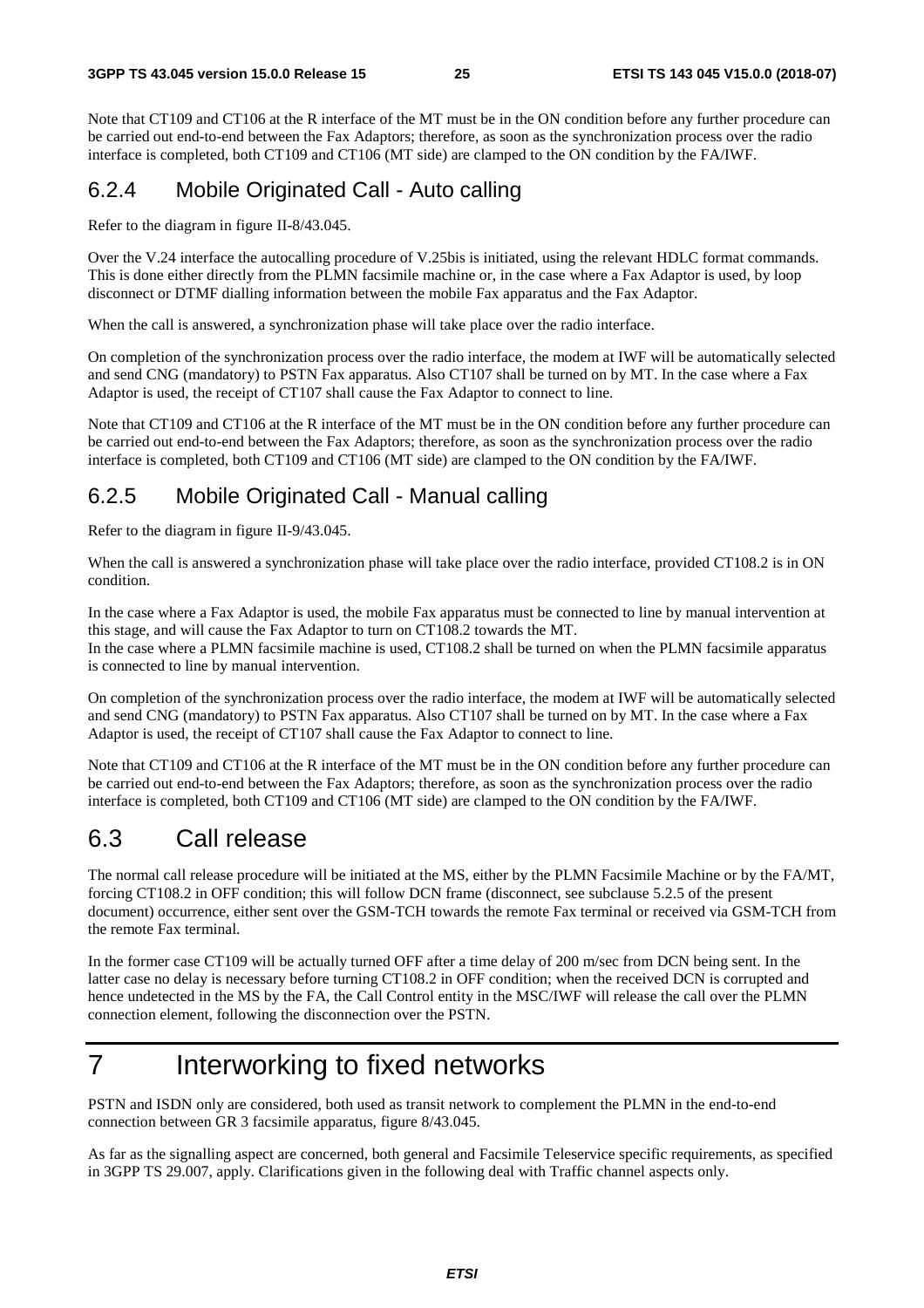Note that CT109 and CT106 at the R interface of the MT must be in the ON condition before any further procedure can be carried out end-to-end between the Fax Adaptors; therefore, as soon as the synchronization process over the radio interface is completed, both CT109 and CT106 (MT side) are clamped to the ON condition by the FA/IWF.

### 6.2.4 Mobile Originated Call - Auto calling

Refer to the diagram in figure II-8/43.045.

Over the V.24 interface the autocalling procedure of V.25bis is initiated, using the relevant HDLC format commands. This is done either directly from the PLMN facsimile machine or, in the case where a Fax Adaptor is used, by loop disconnect or DTMF dialling information between the mobile Fax apparatus and the Fax Adaptor.

When the call is answered, a synchronization phase will take place over the radio interface.

On completion of the synchronization process over the radio interface, the modem at IWF will be automatically selected and send CNG (mandatory) to PSTN Fax apparatus. Also CT107 shall be turned on by MT. In the case where a Fax Adaptor is used, the receipt of CT107 shall cause the Fax Adaptor to connect to line.

Note that CT109 and CT106 at the R interface of the MT must be in the ON condition before any further procedure can be carried out end-to-end between the Fax Adaptors; therefore, as soon as the synchronization process over the radio interface is completed, both CT109 and CT106 (MT side) are clamped to the ON condition by the FA/IWF.

### 6.2.5 Mobile Originated Call - Manual calling

Refer to the diagram in figure II-9/43.045.

When the call is answered a synchronization phase will take place over the radio interface, provided CT108.2 is in ON condition.

In the case where a Fax Adaptor is used, the mobile Fax apparatus must be connected to line by manual intervention at this stage, and will cause the Fax Adaptor to turn on CT108.2 towards the MT.
In the case where a PLMN facsimile machine is used, CT108.2 shall be turned on when the PLMN facsimile apparatus is connected to line by manual intervention.

On completion of the synchronization process over the radio interface, the modem at IWF will be automatically selected and send CNG (mandatory) to PSTN Fax apparatus. Also CT107 shall be turned on by MT. In the case where a Fax Adaptor is used, the receipt of CT107 shall cause the Fax Adaptor to connect to line.

Note that CT109 and CT106 at the R interface of the MT must be in the ON condition before any further procedure can be carried out end-to-end between the Fax Adaptors; therefore, as soon as the synchronization process over the radio interface is completed, both CT109 and CT106 (MT side) are clamped to the ON condition by the FA/IWF.

## 6.3 Call release

The normal call release procedure will be initiated at the MS, either by the PLMN Facsimile Machine or by the FA/MT, forcing CT108.2 in OFF condition; this will follow DCN frame (disconnect, see subclause 5.2.5 of the present document) occurrence, either sent over the GSM-TCH towards the remote Fax terminal or received via GSM-TCH from the remote Fax terminal.

In the former case CT109 will be actually turned OFF after a time delay of 200 m/sec from DCN being sent. In the latter case no delay is necessary before turning CT108.2 in OFF condition; when the received DCN is corrupted and hence undetected in the MS by the FA, the Call Control entity in the MSC/IWF will release the call over the PLMN connection element, following the disconnection over the PSTN.

# 7 Interworking to fixed networks

PSTN and ISDN only are considered, both used as transit network to complement the PLMN in the end-to-end connection between GR 3 facsimile apparatus, figure 8/43.045.

As far as the signalling aspect are concerned, both general and Facsimile Teleservice specific requirements, as specified in 3GPP TS 29.007, apply. Clarifications given in the following deal with Traffic channel aspects only.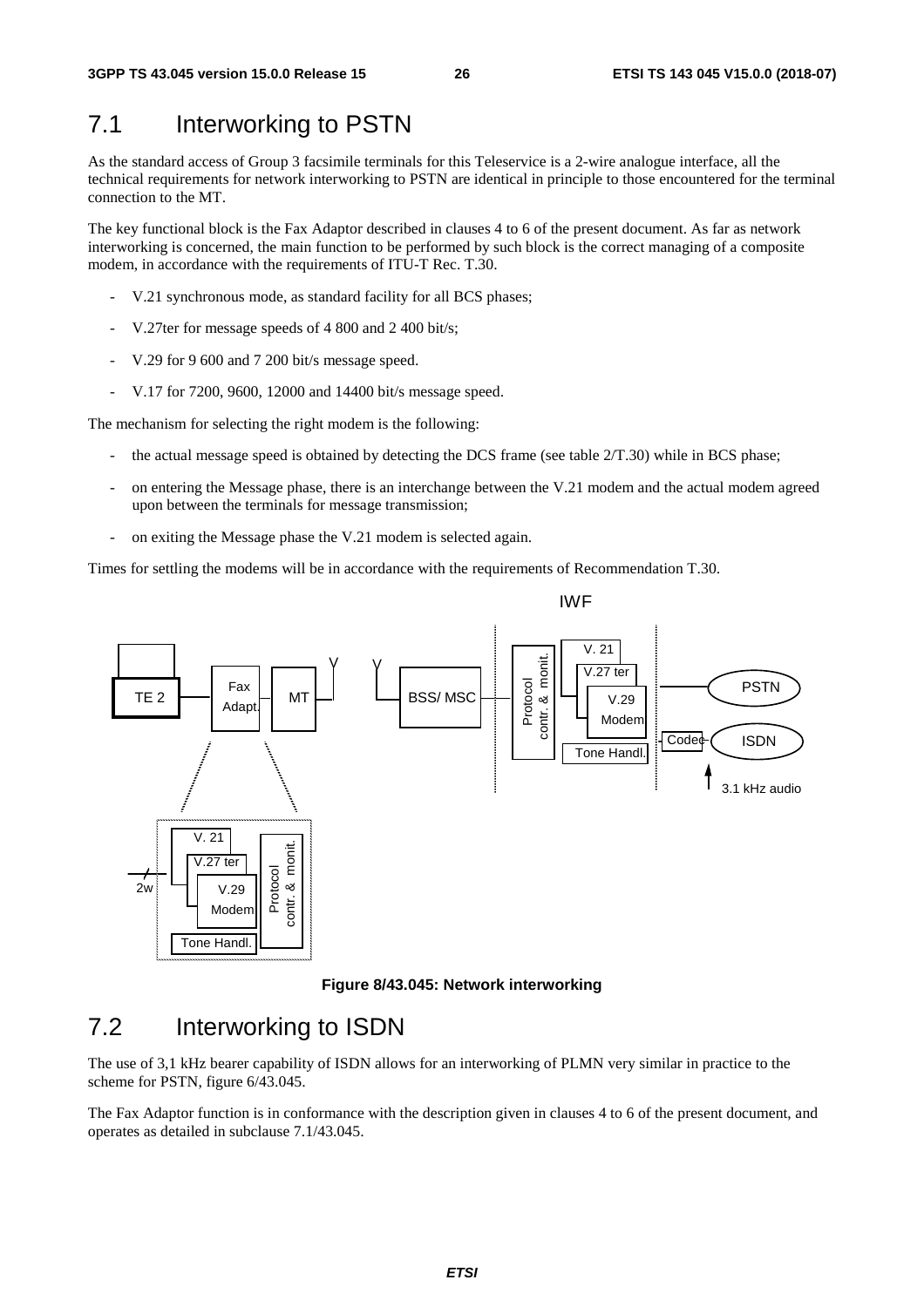## 7.1 Interworking to PSTN

As the standard access of Group 3 facsimile terminals for this Teleservice is a 2-wire analogue interface, all the technical requirements for network interworking to PSTN are identical in principle to those encountered for the terminal connection to the MT.

The key functional block is the Fax Adaptor described in clauses 4 to 6 of the present document. As far as network interworking is concerned, the main function to be performed by such block is the correct managing of a composite modem, in accordance with the requirements of ITU-T Rec. T.30.

- V.21 synchronous mode, as standard facility for all BCS phases;
- V.27ter for message speeds of 4 800 and 2 400 bit/s;
- V.29 for 9 600 and 7 200 bit/s message speed.
- V.17 for 7200, 9600, 12000 and 14400 bit/s message speed.

The mechanism for selecting the right modem is the following:

- the actual message speed is obtained by detecting the DCS frame (see table 2/T.30) while in BCS phase;
- on entering the Message phase, there is an interchange between the V.21 modem and the actual modem agreed upon between the terminals for message transmission;
- on exiting the Message phase the V.21 modem is selected again.

Times for settling the modems will be in accordance with the requirements of Recommendation T.30.

IWF

TE 2 | Fax Adapt. | MT | BSS/ MSC | Protocol contr. & monit. | V. 21 | V.27 ter | V.29 Modem | Tone Handl. | Codec | PSTN | ISDN | 3.1 kHz audio

2w | V. 21 | V.27 ter | V.29 Modem | Protocol contr. & monit. | Tone Handl.

**Figure 8/43.045: Network interworking**

## 7.2 Interworking to ISDN

The use of 3,1 kHz bearer capability of ISDN allows for an interworking of PLMN very similar in practice to the scheme for PSTN, figure 6/43.045.

The Fax Adaptor function is in conformance with the description given in clauses 4 to 6 of the present document, and operates as detailed in subclause 7.1/43.045.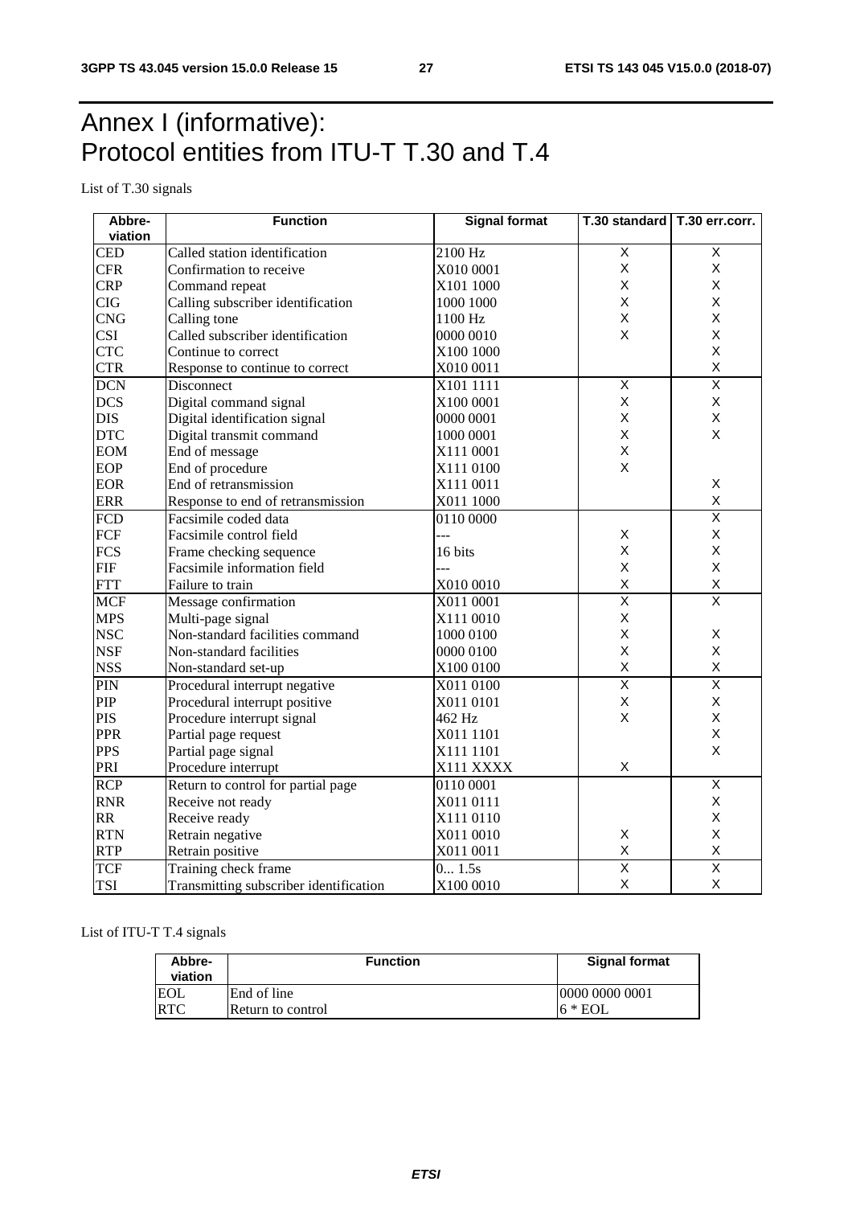# Annex I (informative): Protocol entities from ITU-T T.30 and T.4

List of T.30 signals

| Abbre-viation | Function | Signal format | T.30 standard | T.30 err.corr. |
|---|---|---|---|---|
| CED | Called station identification | 2100 Hz | X | X |
| CFR | Confirmation to receive | X010 0001 | X | X |
| CRP | Command repeat | X101 1000 | X | X |
| CIG | Calling subscriber identification | 1000 1000 | X | X |
| CNG | Calling tone | 1100 Hz | X | X |
| CSI | Called subscriber identification | 0000 0010 | X | X |
| CTC | Continue to correct | X100 1000 | | X |
| CTR | Response to continue to correct | X010 0011 | | X |
| DCN | Disconnect | X101 1111 | X | X |
| DCS | Digital command signal | X100 0001 | X | X |
| DIS | Digital identification signal | 0000 0001 | X | X |
| DTC | Digital transmit command | 1000 0001 | X | X |
| EOM | End of message | X111 0001 | X | |
| EOP | End of procedure | X111 0100 | X | |
| EOR | End of retransmission | X111 0011 | | X |
| ERR | Response to end of retransmission | X011 1000 | | X |
| FCD | Facsimile coded data | 0110 0000 | | X |
| FCF | Facsimile control field | --- | X | X |
| FCS | Frame checking sequence | 16 bits | X | X |
| FIF | Facsimile information field | --- | X | X |
| FTT | Failure to train | X010 0010 | X | X |
| MCF | Message confirmation | X011 0001 | X | X |
| MPS | Multi-page signal | X111 0010 | X | |
| NSC | Non-standard facilities command | 1000 0100 | X | X |
| NSF | Non-standard facilities | 0000 0100 | X | X |
| NSS | Non-standard set-up | X100 0100 | X | X |
| PIN | Procedural interrupt negative | X011 0100 | X | X |
| PIP | Procedural interrupt positive | X011 0101 | X | X |
| PIS | Procedure interrupt signal | 462 Hz | X | X |
| PPR | Partial page request | X011 1101 | | X |
| PPS | Partial page signal | X111 1101 | | X |
| PRI | Procedure interrupt | X111 XXXX | X | |
| RCP | Return to control for partial page | 0110 0001 | | X |
| RNR | Receive not ready | X011 0111 | | X |
| RR | Receive ready | X111 0110 | | X |
| RTN | Retrain negative | X011 0010 | X | X |
| RTP | Retrain positive | X011 0011 | X | X |
| TCF | Training check frame | 0... 1.5s | X | X |
| TSI | Transmitting subscriber identification | X100 0010 | X | X |

List of ITU-T T.4 signals

| Abbre-viation | Function | Signal format |
|---|---|---|
| EOL | End of line | 0000 0000 0001 |
| RTC | Return to control | 6 * EOL |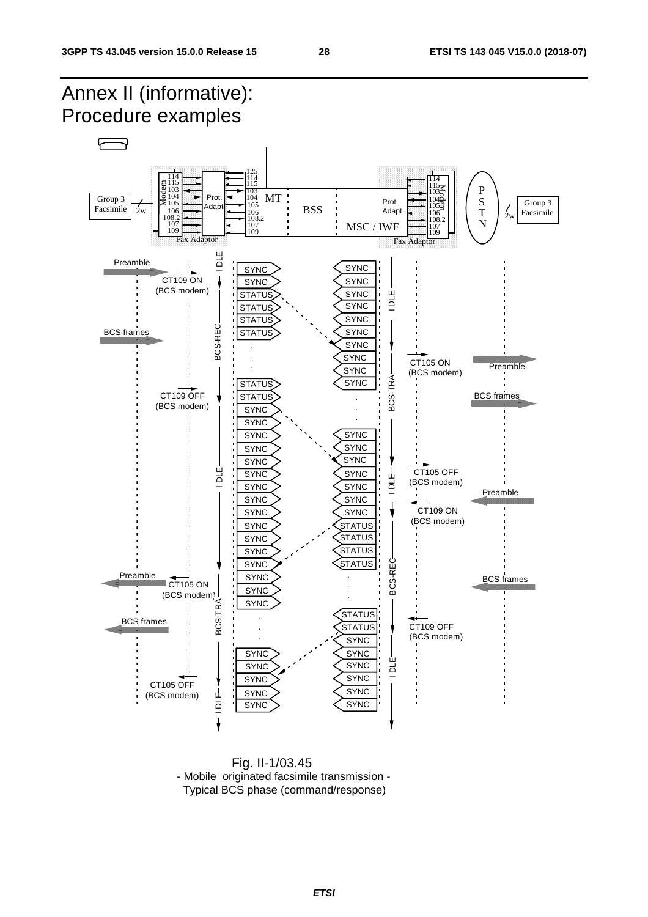# Annex II (informative): Procedure examples

Fig. II-1/03.45
- Mobile originated facsimile transmission -
Typical BCS phase (command/response)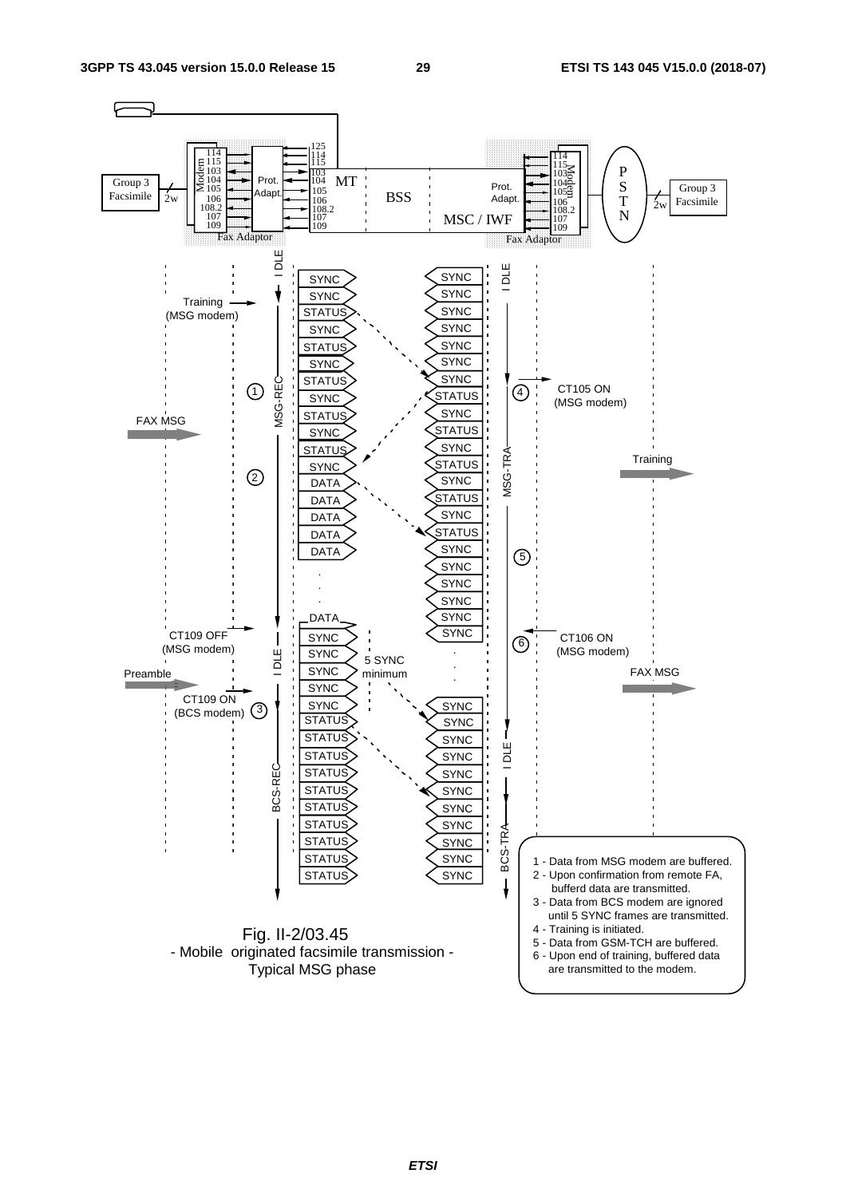Fig. II-2/03.45
- Mobile originated facsimile transmission -
Typical MSG phase

1 - Data from MSG modem are buffered.
2 - Upon confirmation from remote FA, bufferd data are transmitted.
3 - Data from BCS modem are ignored until 5 SYNC frames are transmitted.
4 - Training is initiated.
5 - Data from GSM-TCH are buffered.
6 - Upon end of training, buffered data are transmitted to the modem.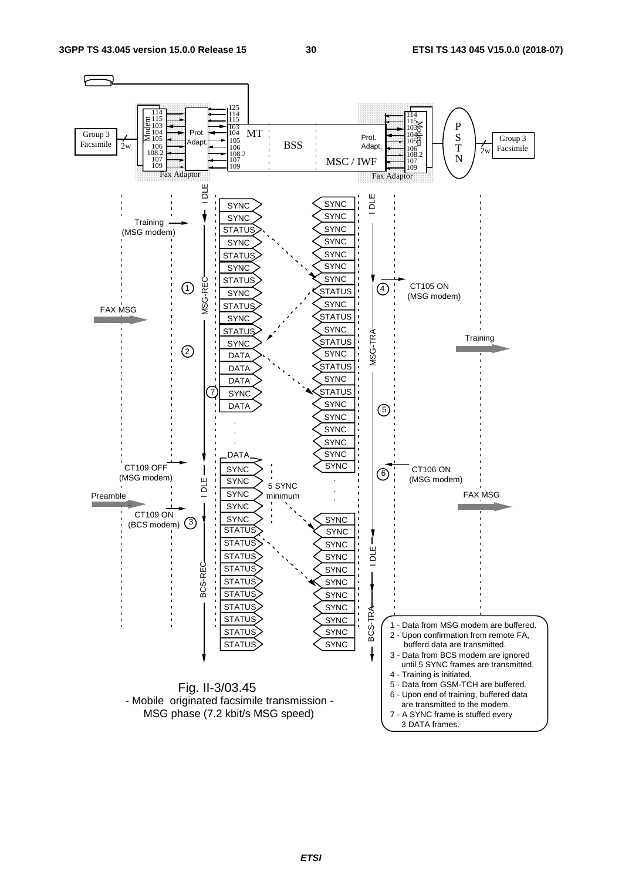Fig. II-3/03.45
- Mobile originated facsimile transmission -
MSG phase (7.2 kbit/s MSG speed)

1 - Data from MSG modem are buffered.
2 - Upon confirmation from remote FA, bufferd data are transmitted.
3 - Data from BCS modem are ignored until 5 SYNC frames are transmitted.
4 - Training is initiated.
5 - Data from GSM-TCH are buffered.
6 - Upon end of training, buffered data are transmitted to the modem.
7 - A SYNC frame is stuffed every 3 DATA frames.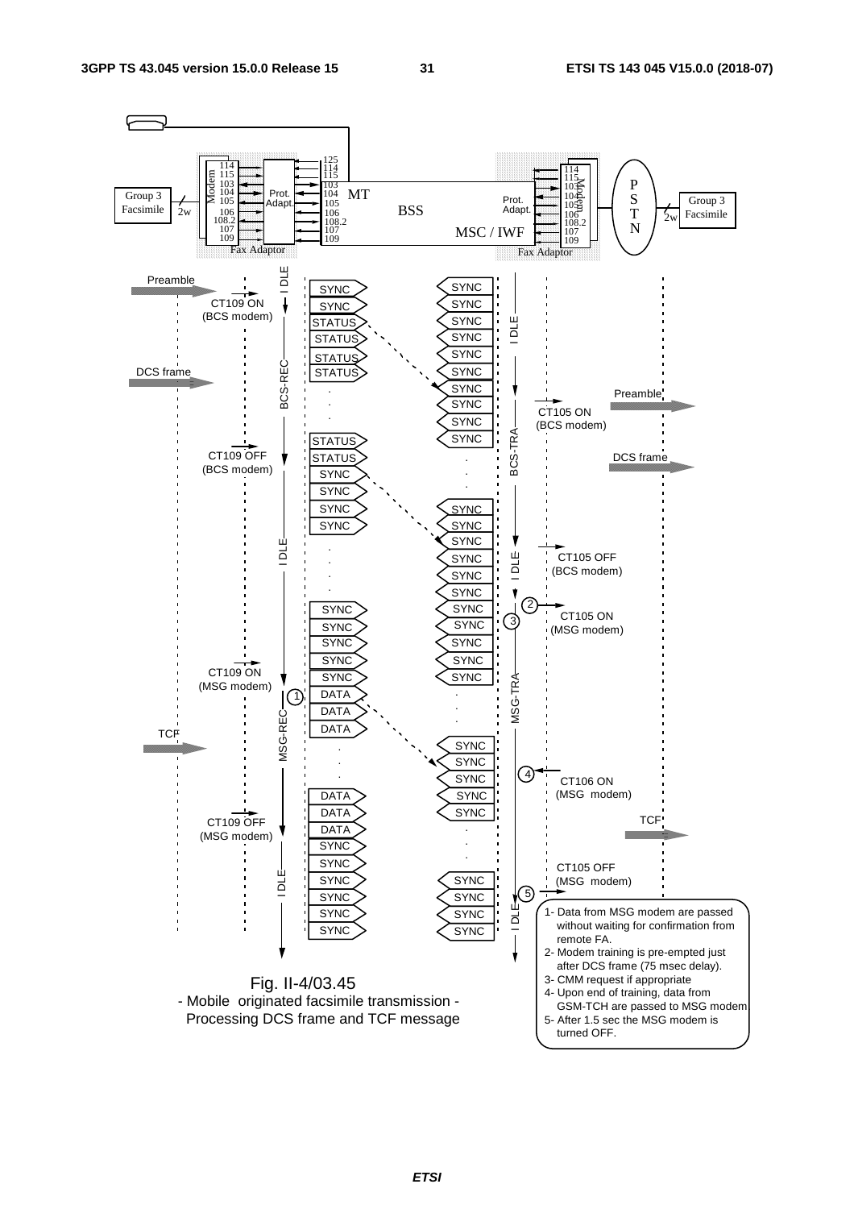Fig. II-4/03.45
- Mobile originated facsimile transmission -
Processing DCS frame and TCF message

1- Data from MSG modem are passed without waiting for confirmation from remote FA.
2- Modem training is pre-empted just after DCS frame (75 msec delay).
3- CMM request if appropriate
4- Upon end of training, data from GSM-TCH are passed to MSG modem
5- After 1.5 sec the MSG modem is turned OFF.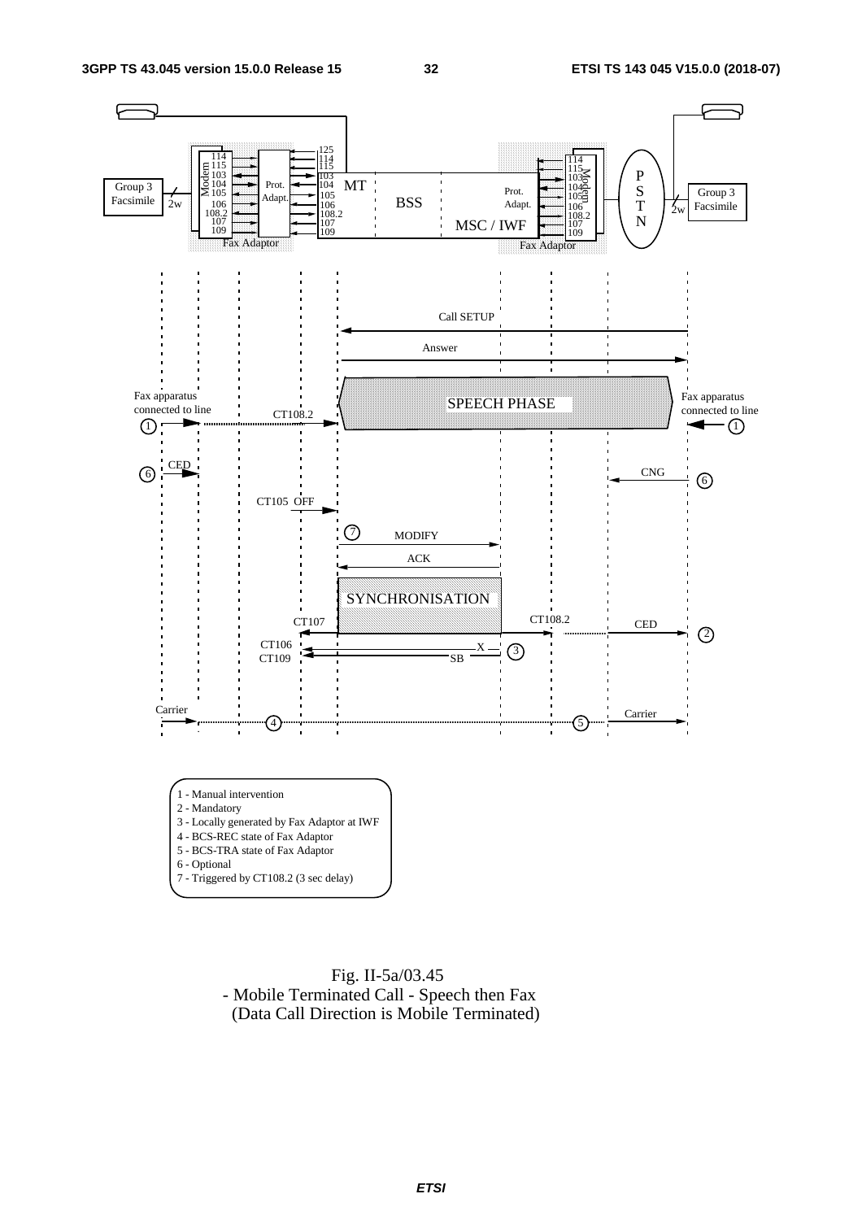1 - Manual intervention
2 - Mandatory
3 - Locally generated by Fax Adaptor at IWF
4 - BCS-REC state of Fax Adaptor
5 - BCS-TRA state of Fax Adaptor
6 - Optional
7 - Triggered by CT108.2 (3 sec delay)

Fig. II-5a/03.45
- Mobile Terminated Call - Speech then Fax
(Data Call Direction is Mobile Terminated)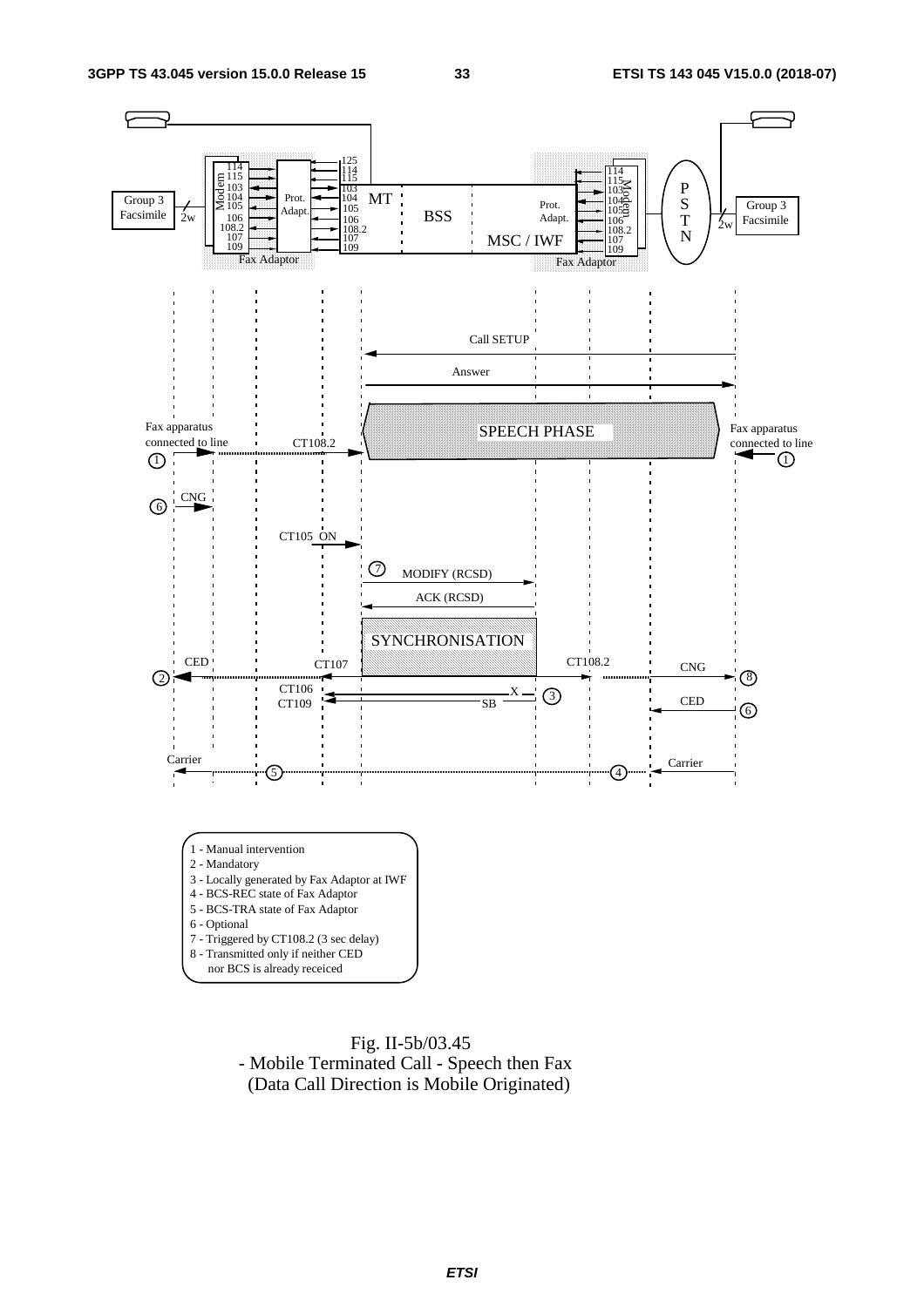1 - Manual intervention
2 - Mandatory
3 - Locally generated by Fax Adaptor at IWF
4 - BCS-REC state of Fax Adaptor
5 - BCS-TRA state of Fax Adaptor
6 - Optional
7 - Triggered by CT108.2 (3 sec delay)
8 - Transmitted only if neither CED nor BCS is already receiced

Fig. II-5b/03.45
- Mobile Terminated Call - Speech then Fax
(Data Call Direction is Mobile Originated)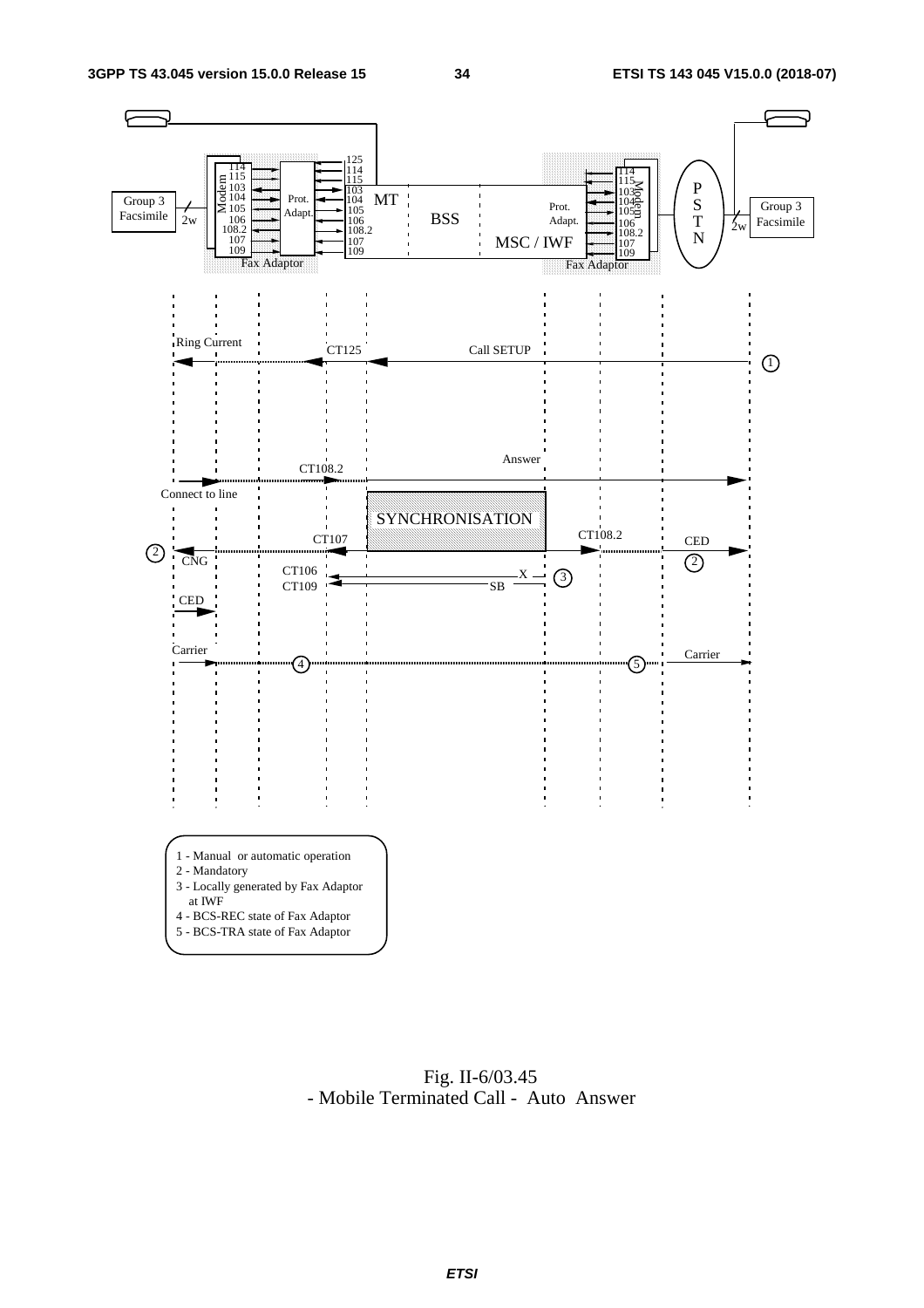Fig. II-6/03.45
- Mobile Terminated Call - Auto Answer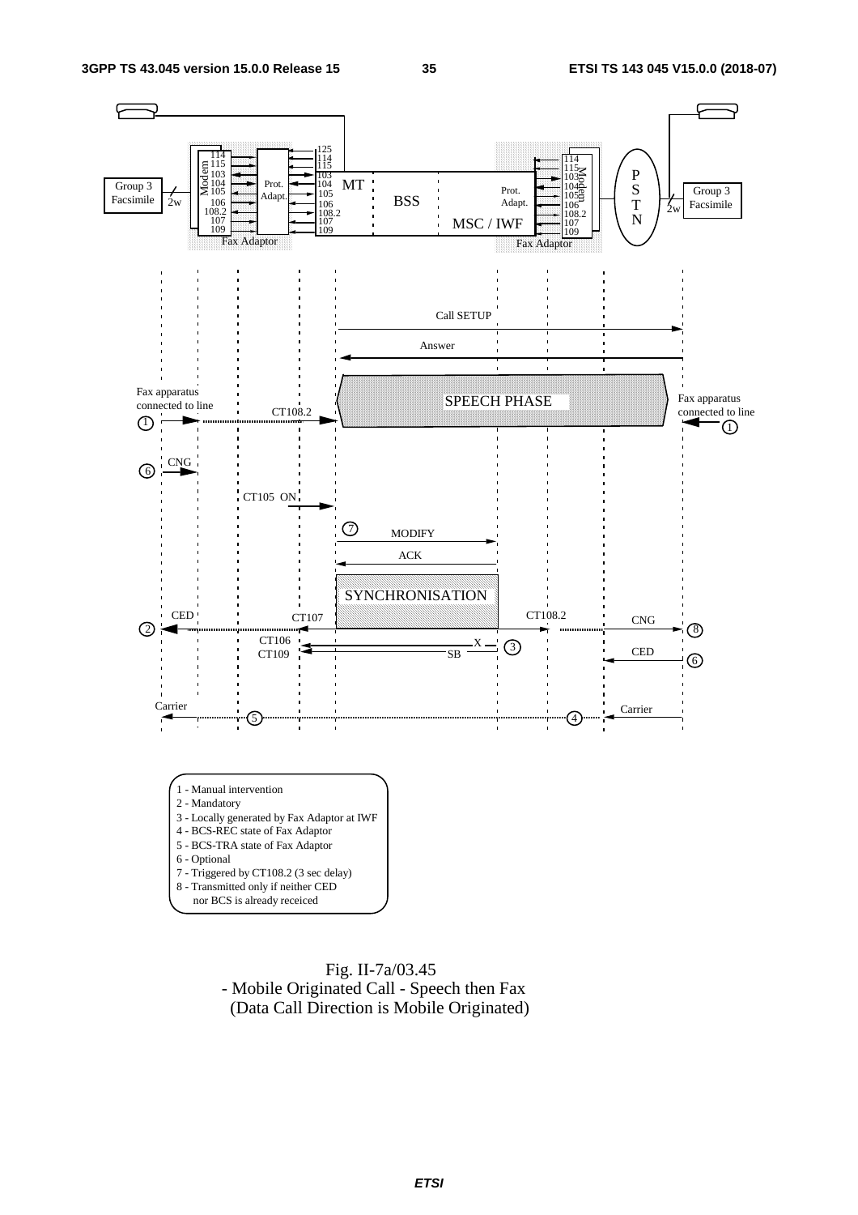1 - Manual intervention
2 - Mandatory
3 - Locally generated by Fax Adaptor at IWF
4 - BCS-REC state of Fax Adaptor
5 - BCS-TRA state of Fax Adaptor
6 - Optional
7 - Triggered by CT108.2 (3 sec delay)
8 - Transmitted only if neither CED nor BCS is already receiced

Fig. II-7a/03.45
- Mobile Originated Call - Speech then Fax
(Data Call Direction is Mobile Originated)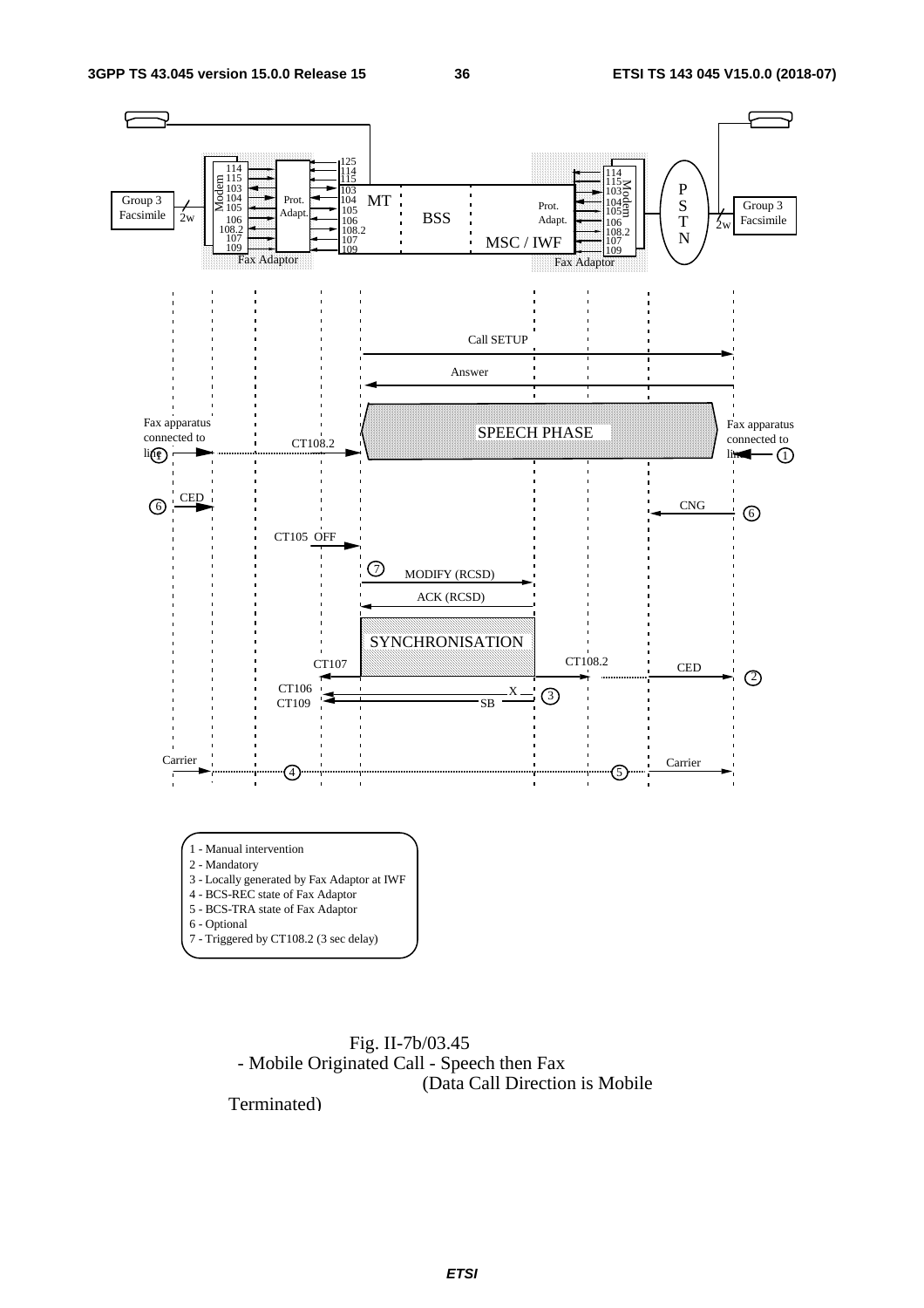1 - Manual intervention
2 - Mandatory
3 - Locally generated by Fax Adaptor at IWF
4 - BCS-REC state of Fax Adaptor
5 - BCS-TRA state of Fax Adaptor
6 - Optional
7 - Triggered by CT108.2 (3 sec delay)

Fig. II-7b/03.45
- Mobile Originated Call - Speech then Fax
(Data Call Direction is Mobile Terminated)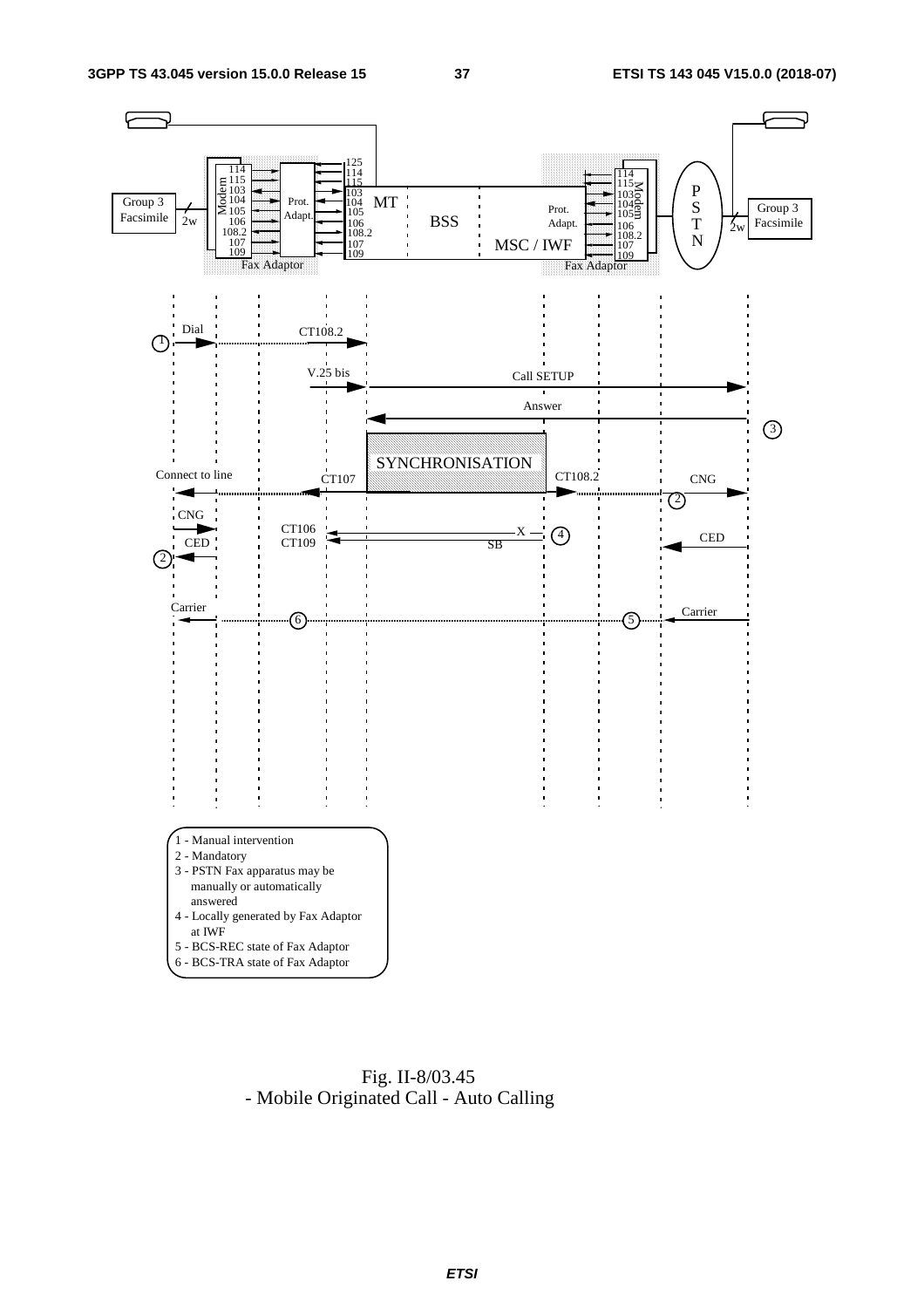1 - Manual intervention
2 - Mandatory
3 - PSTN Fax apparatus may be manually or automatically answered
4 - Locally generated by Fax Adaptor at IWF
5 - BCS-REC state of Fax Adaptor
6 - BCS-TRA state of Fax Adaptor

Fig. II-8/03.45
- Mobile Originated Call - Auto Calling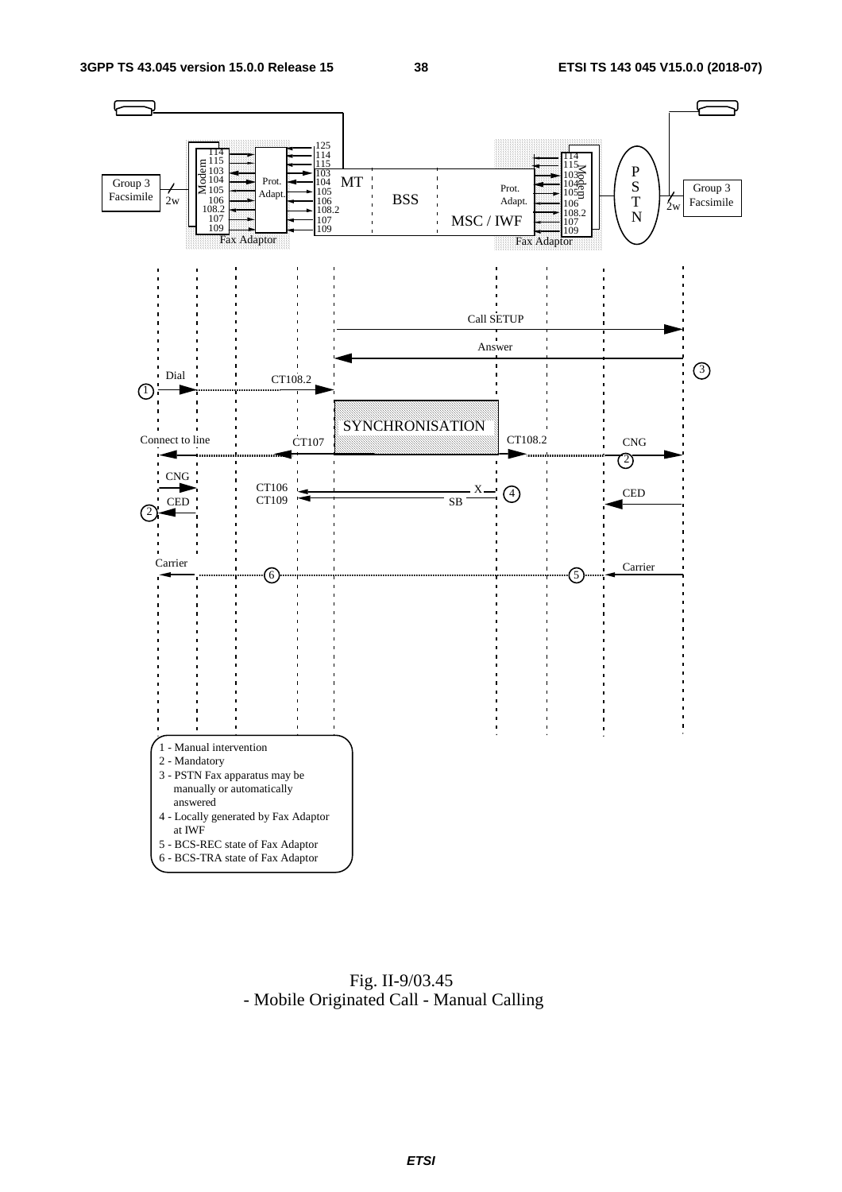Fig. II-9/03.45
- Mobile Originated Call - Manual Calling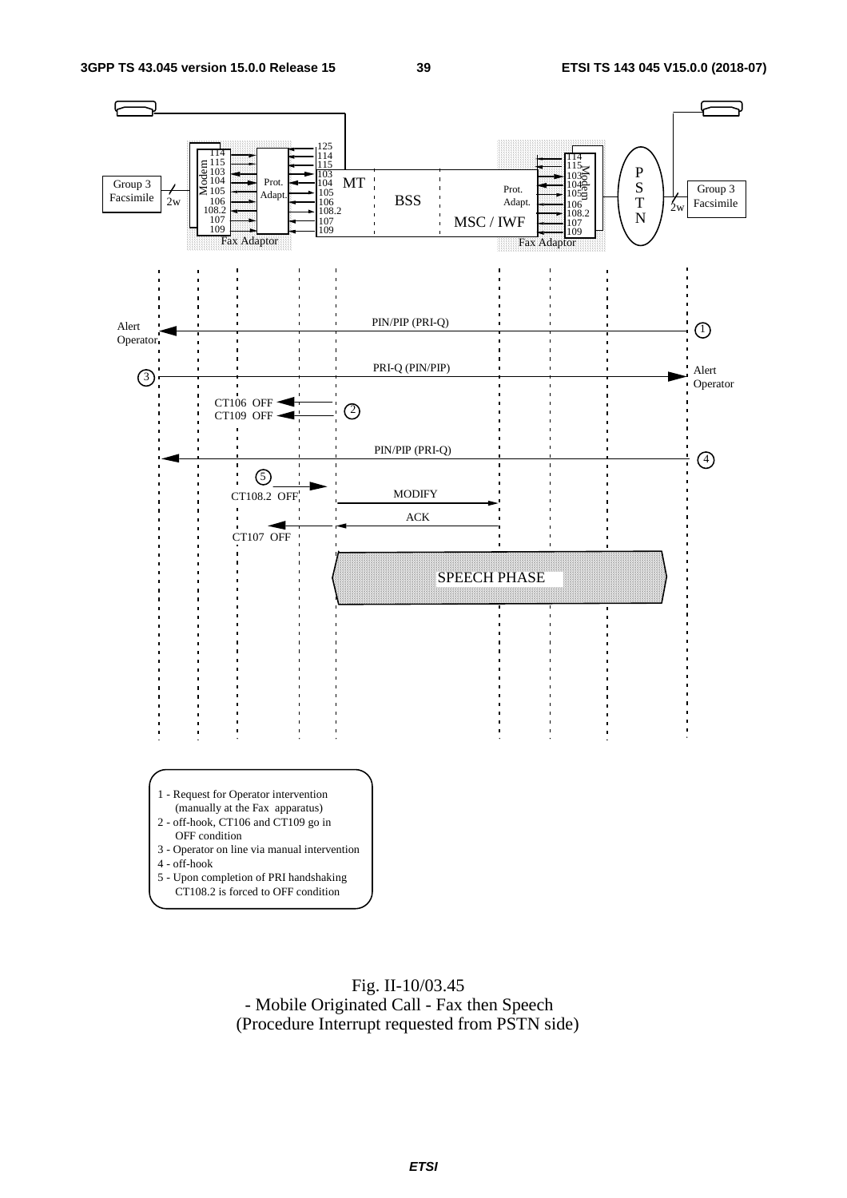1 - Request for Operator intervention (manually at the Fax apparatus)
2 - off-hook, CT106 and CT109 go in OFF condition
3 - Operator on line via manual intervention
4 - off-hook
5 - Upon completion of PRI handshaking CT108.2 is forced to OFF condition

Fig. II-10/03.45
- Mobile Originated Call - Fax then Speech
(Procedure Interrupt requested from PSTN side)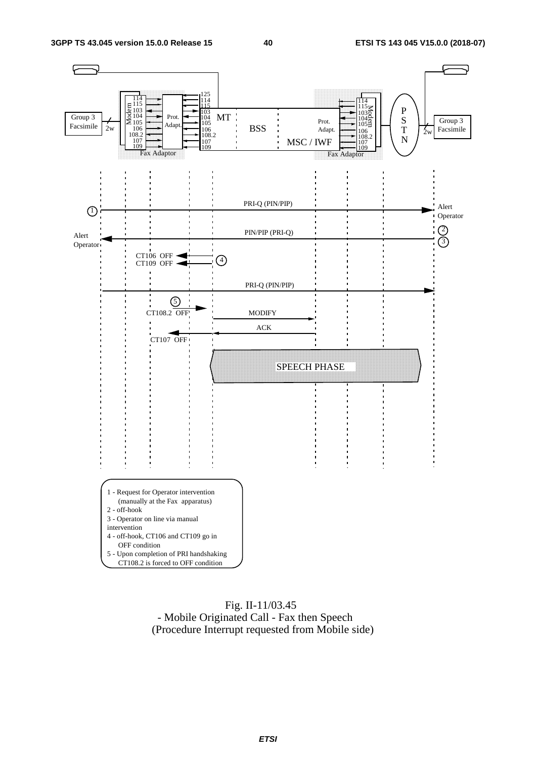1 - Request for Operator intervention (manually at the Fax apparatus)
2 - off-hook
3 - Operator on line via manual intervention
4 - off-hook, CT106 and CT109 go in OFF condition
5 - Upon completion of PRI handshaking CT108.2 is forced to OFF condition

Fig. II-11/03.45
- Mobile Originated Call - Fax then Speech
(Procedure Interrupt requested from Mobile side)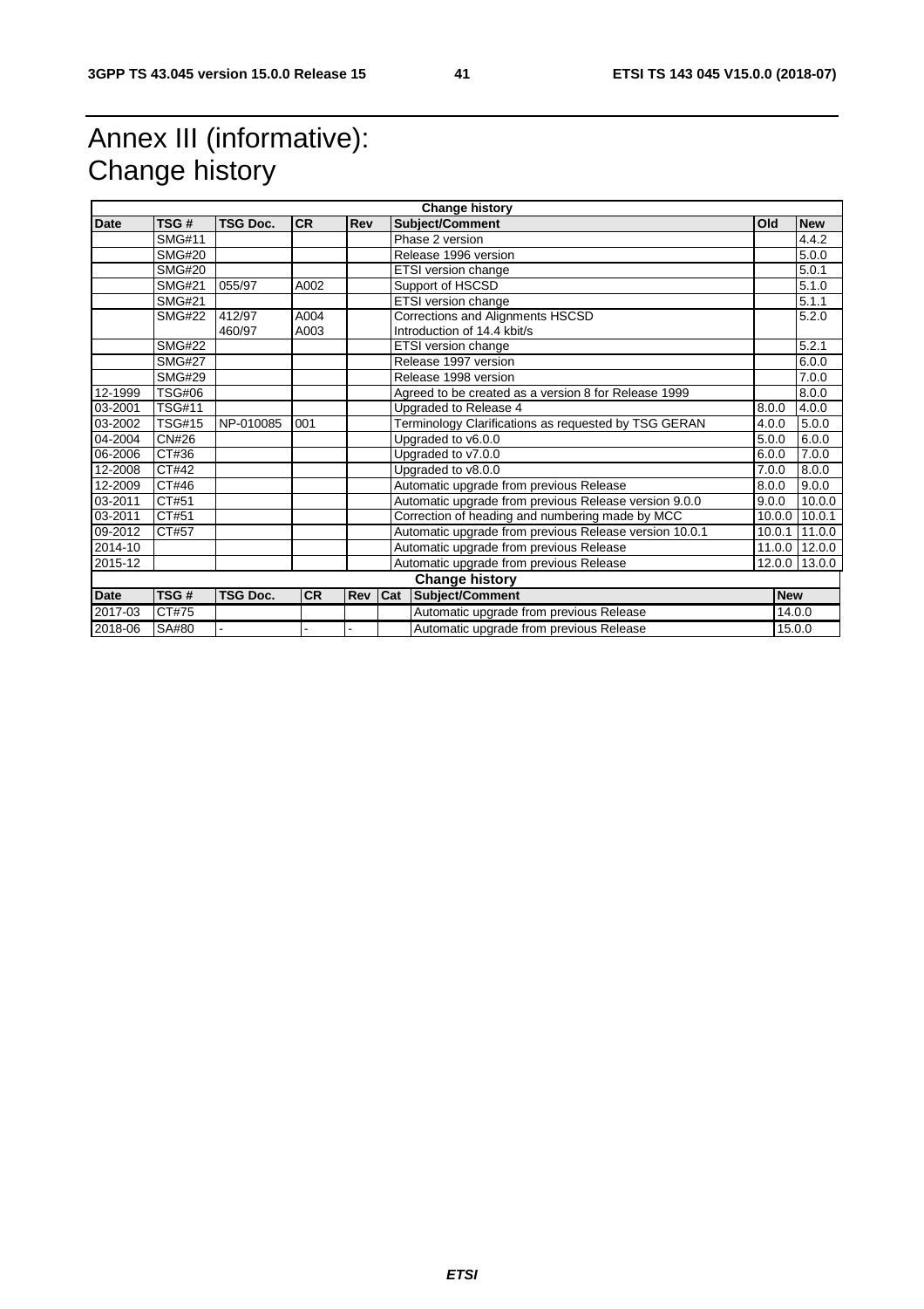# Annex III (informative): Change history

| Change history | | | | | | | |
|---|---|---|---|---|---|---|---|
| Date | TSG # | TSG Doc. | CR | Rev | Subject/Comment | Old | New |
| | SMG#11 | | | | Phase 2 version | | 4.4.2 |
| | SMG#20 | | | | Release 1996 version | | 5.0.0 |
| | SMG#20 | | | | ETSI version change | | 5.0.1 |
| | SMG#21 | 055/97 | A002 | | Support of HSCSD | | 5.1.0 |
| | SMG#21 | | | | ETSI version change | | 5.1.1 |
| | SMG#22 | 412/97<br>460/97 | A004<br>A003 | | Corrections and Alignments HSCSD<br>Introduction of 14.4 kbit/s | | 5.2.0 |
| | SMG#22 | | | | ETSI version change | | 5.2.1 |
| | SMG#27 | | | | Release 1997 version | | 6.0.0 |
| | SMG#29 | | | | Release 1998 version | | 7.0.0 |
| 12-1999 | TSG#06 | | | | Agreed to be created as a version 8 for Release 1999 | | 8.0.0 |
| 03-2001 | TSG#11 | | | | Upgraded to Release 4 | 8.0.0 | 4.0.0 |
| 03-2002 | TSG#15 | NP-010085 | 001 | | Terminology Clarifications as requested by TSG GERAN | 4.0.0 | 5.0.0 |
| 04-2004 | CN#26 | | | | Upgraded to v6.0.0 | 5.0.0 | 6.0.0 |
| 06-2006 | CT#36 | | | | Upgraded to v7.0.0 | 6.0.0 | 7.0.0 |
| 12-2008 | CT#42 | | | | Upgraded to v8.0.0 | 7.0.0 | 8.0.0 |
| 12-2009 | CT#46 | | | | Automatic upgrade from previous Release | 8.0.0 | 9.0.0 |
| 03-2011 | CT#51 | | | | Automatic upgrade from previous Release version 9.0.0 | 9.0.0 | 10.0.0 |
| 03-2011 | CT#51 | | | | Correction of heading and numbering made by MCC | 10.0.0 | 10.0.1 |
| 09-2012 | CT#57 | | | | Automatic upgrade from previous Release version 10.0.1 | 10.0.1 | 11.0.0 |
| 2014-10 | | | | | Automatic upgrade from previous Release | 11.0.0 | 12.0.0 |
| 2015-12 | | | | | Automatic upgrade from previous Release | 12.0.0 | 13.0.0 |

| Change history | | | | | | | |
|---|---|---|---|---|---|---|---|
| Date | TSG # | TSG Doc. | CR | Rev | Cat | Subject/Comment | New |
| 2017-03 | CT#75 | | | | | Automatic upgrade from previous Release | 14.0.0 |
| 2018-06 | SA#80 | - | - | - | | Automatic upgrade from previous Release | 15.0.0 |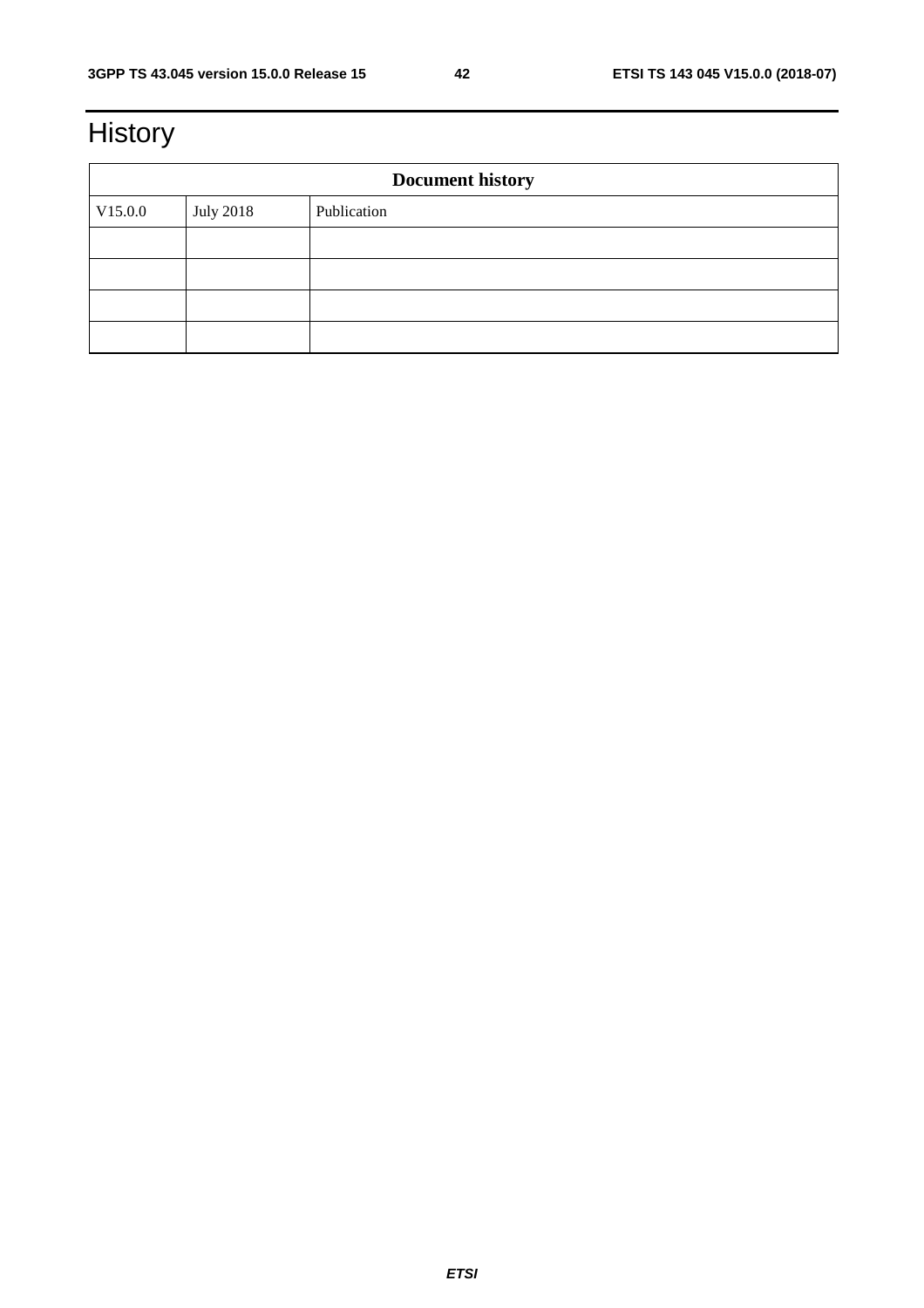# History

| Document history | | |
|---|---|---|
| V15.0.0 | July 2018 | Publication |
| | | |
| | | |
| | | |
| | | |